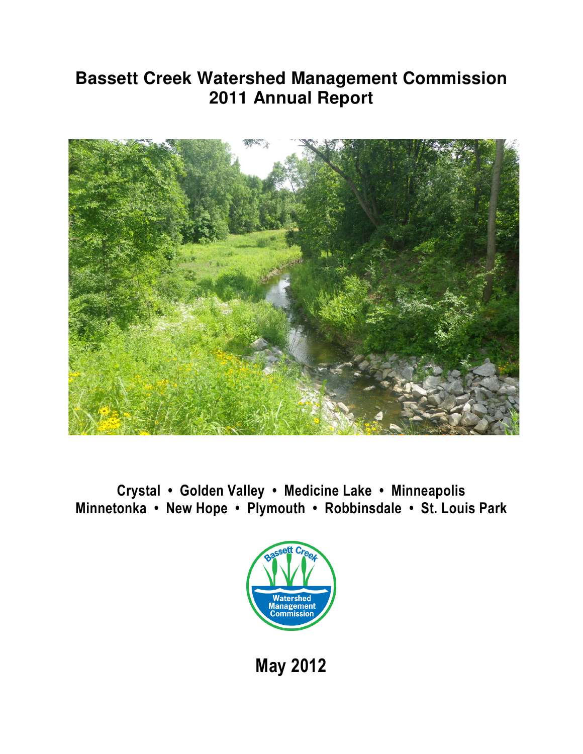# Bassett Creek Watershed Management Commission
# 2011 Annual Report

**Crystal • Golden Valley • Medicine Lake • Minneapolis**
**Minnetonka • New Hope • Plymouth • Robbinsdale • St. Louis Park**

**May 2012**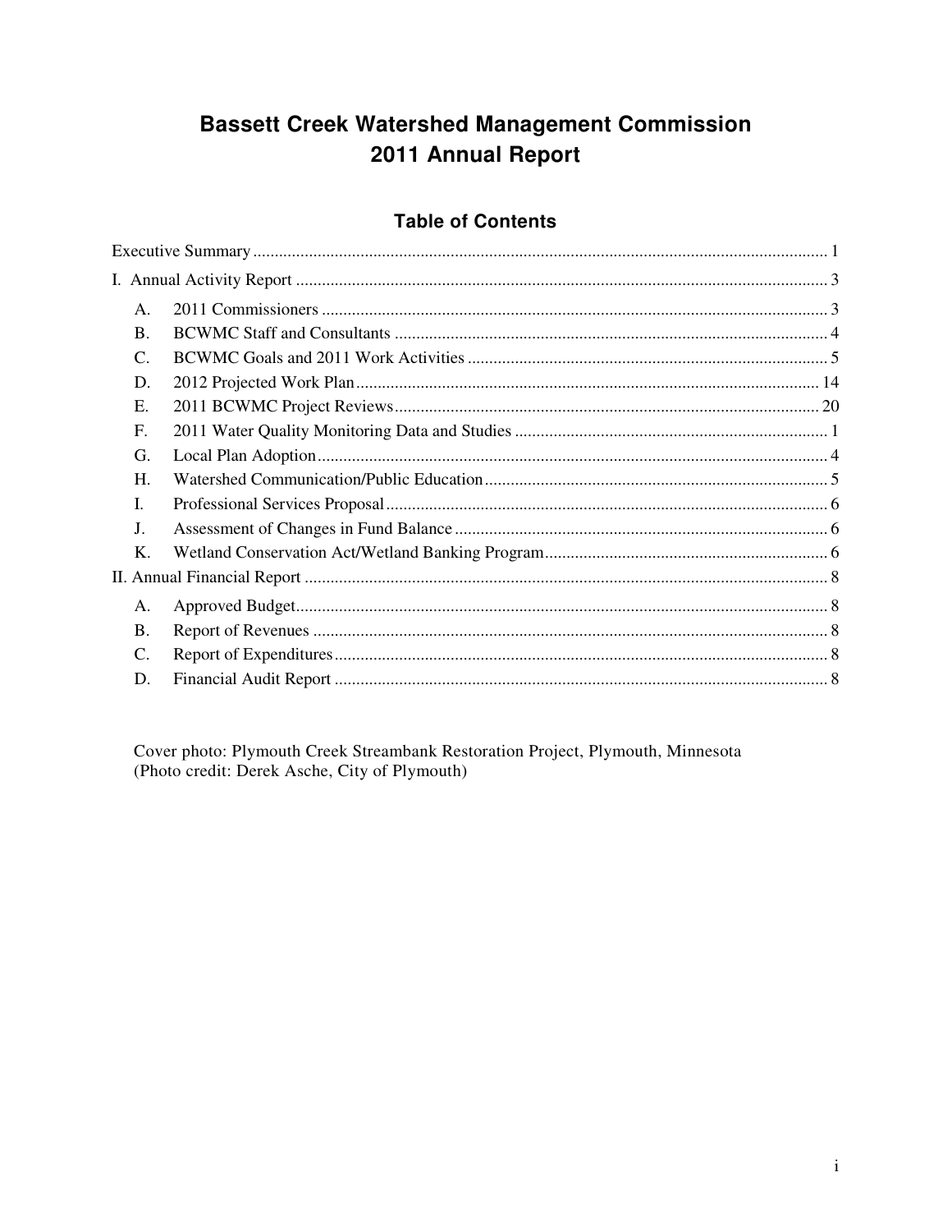# Bassett Creek Watershed Management Commission
# 2011 Annual Report

## Table of Contents

Executive Summary ..... 1

I. Annual Activity Report ..... 3

- A. 2011 Commissioners ..... 3
- B. BCWMC Staff and Consultants ..... 4
- C. BCWMC Goals and 2011 Work Activities ..... 5
- D. 2012 Projected Work Plan ..... 14
- E. 2011 BCWMC Project Reviews ..... 20
- F. 2011 Water Quality Monitoring Data and Studies ..... 1
- G. Local Plan Adoption ..... 4
- H. Watershed Communication/Public Education ..... 5
- I. Professional Services Proposal ..... 6
- J. Assessment of Changes in Fund Balance ..... 6
- K. Wetland Conservation Act/Wetland Banking Program ..... 6

II. Annual Financial Report ..... 8

- A. Approved Budget ..... 8
- B. Report of Revenues ..... 8
- C. Report of Expenditures ..... 8
- D. Financial Audit Report ..... 8

Cover photo: Plymouth Creek Streambank Restoration Project, Plymouth, Minnesota
(Photo credit: Derek Asche, City of Plymouth)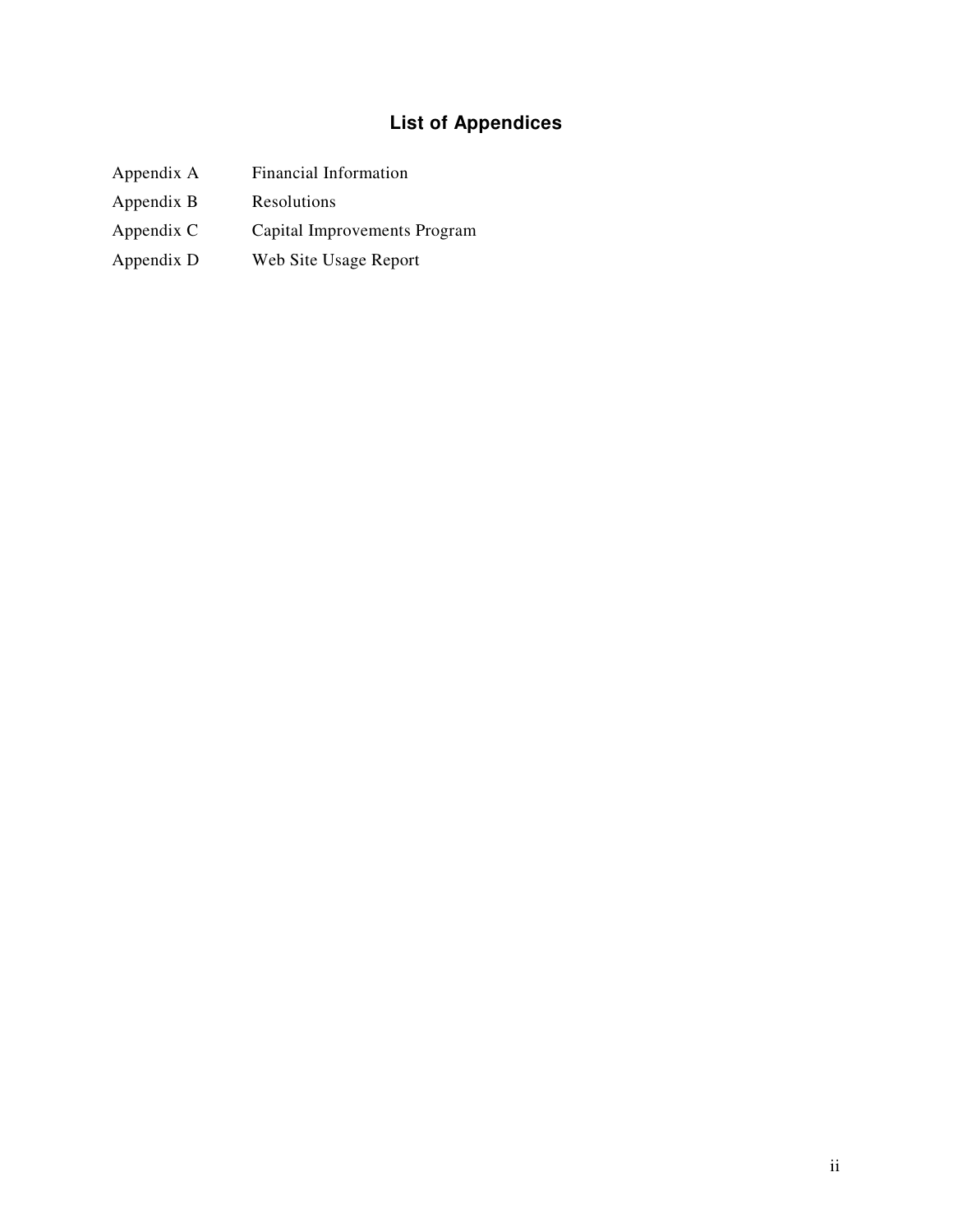# List of Appendices

| | |
|---|---|
| Appendix A | Financial Information |
| Appendix B | Resolutions |
| Appendix C | Capital Improvements Program |
| Appendix D | Web Site Usage Report |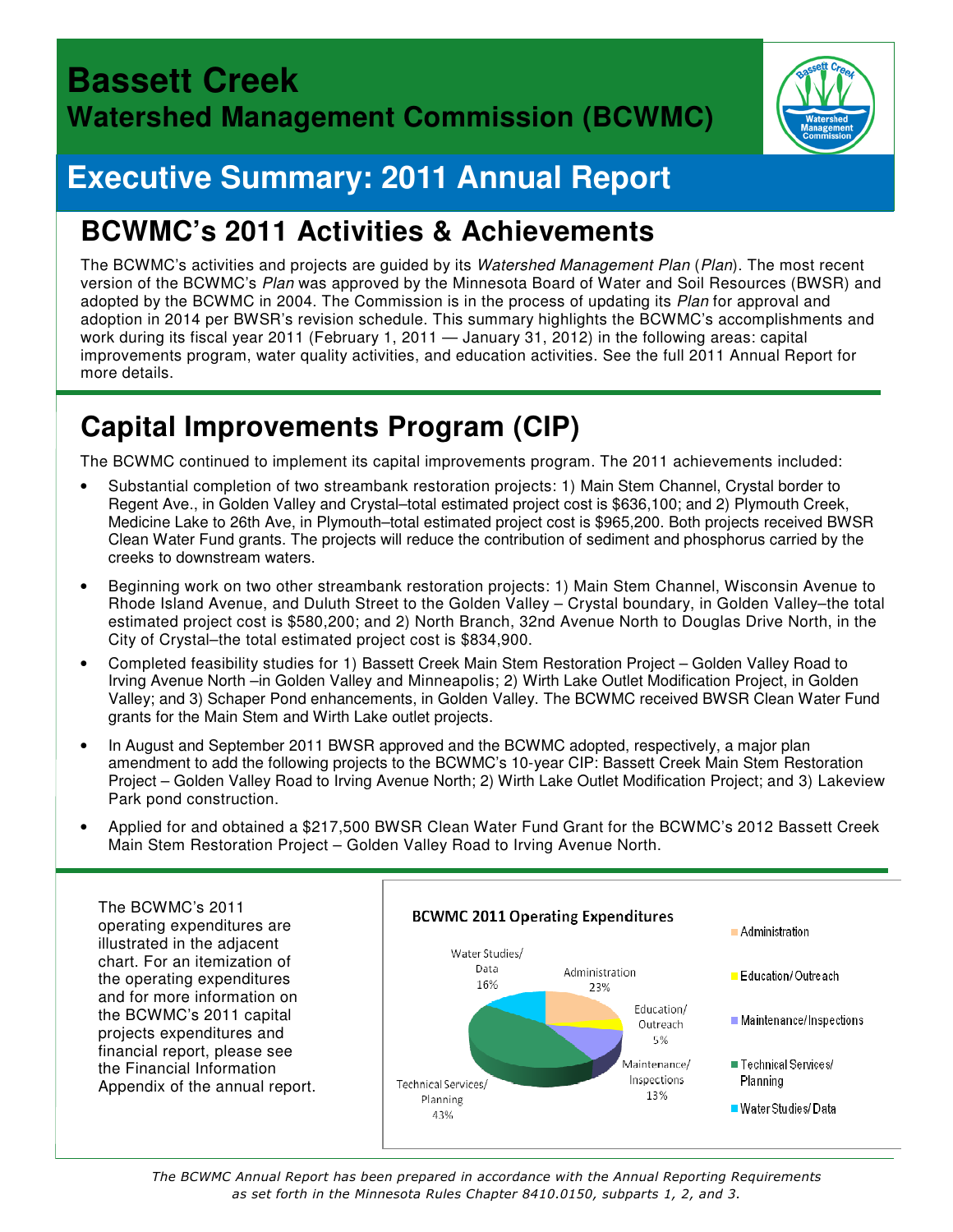# Bassett Creek

## Watershed Management Commission (BCWMC)

# Executive Summary: 2011 Annual Report

## BCWMC's 2011 Activities & Achievements

The BCWMC's activities and projects are guided by its *Watershed Management Plan* (*Plan*). The most recent version of the BCWMC's *Plan* was approved by the Minnesota Board of Water and Soil Resources (BWSR) and adopted by the BCWMC in 2004. The Commission is in the process of updating its *Plan* for approval and adoption in 2014 per BWSR's revision schedule. This summary highlights the BCWMC's accomplishments and work during its fiscal year 2011 (February 1, 2011 — January 31, 2012) in the following areas: capital improvements program, water quality activities, and education activities. See the full 2011 Annual Report for more details.

## Capital Improvements Program (CIP)

The BCWMC continued to implement its capital improvements program. The 2011 achievements included:

- Substantial completion of two streambank restoration projects: 1) Main Stem Channel, Crystal border to Regent Ave., in Golden Valley and Crystal–total estimated project cost is $636,100; and 2) Plymouth Creek, Medicine Lake to 26th Ave, in Plymouth–total estimated project cost is $965,200. Both projects received BWSR Clean Water Fund grants. The projects will reduce the contribution of sediment and phosphorus carried by the creeks to downstream waters.
- Beginning work on two other streambank restoration projects: 1) Main Stem Channel, Wisconsin Avenue to Rhode Island Avenue, and Duluth Street to the Golden Valley – Crystal boundary, in Golden Valley–the total estimated project cost is $580,200; and 2) North Branch, 32nd Avenue North to Douglas Drive North, in the City of Crystal–the total estimated project cost is $834,900.
- Completed feasibility studies for 1) Bassett Creek Main Stem Restoration Project – Golden Valley Road to Irving Avenue North –in Golden Valley and Minneapolis; 2) Wirth Lake Outlet Modification Project, in Golden Valley; and 3) Schaper Pond enhancements, in Golden Valley. The BCWMC received BWSR Clean Water Fund grants for the Main Stem and Wirth Lake outlet projects.
- In August and September 2011 BWSR approved and the BCWMC adopted, respectively, a major plan amendment to add the following projects to the BCWMC's 10-year CIP: Bassett Creek Main Stem Restoration Project – Golden Valley Road to Irving Avenue North; 2) Wirth Lake Outlet Modification Project; and 3) Lakeview Park pond construction.
- Applied for and obtained a $217,500 BWSR Clean Water Fund Grant for the BCWMC's 2012 Bassett Creek Main Stem Restoration Project – Golden Valley Road to Irving Avenue North.

The BCWMC's 2011 operating expenditures are illustrated in the adjacent chart. For an itemization of the operating expenditures and for more information on the BCWMC's 2011 capital projects expenditures and financial report, please see the Financial Information Appendix of the annual report.

**BCWMC 2011 Operating Expenditures**

| Category | Percent |
|---|---|
| Administration | 23% |
| Education/Outreach | 5% |
| Maintenance/Inspections | 13% |
| Technical Services/Planning | 43% |
| Water Studies/Data | 16% |

*The BCWMC Annual Report has been prepared in accordance with the Annual Reporting Requirements as set forth in the Minnesota Rules Chapter 8410.0150, subparts 1, 2, and 3.*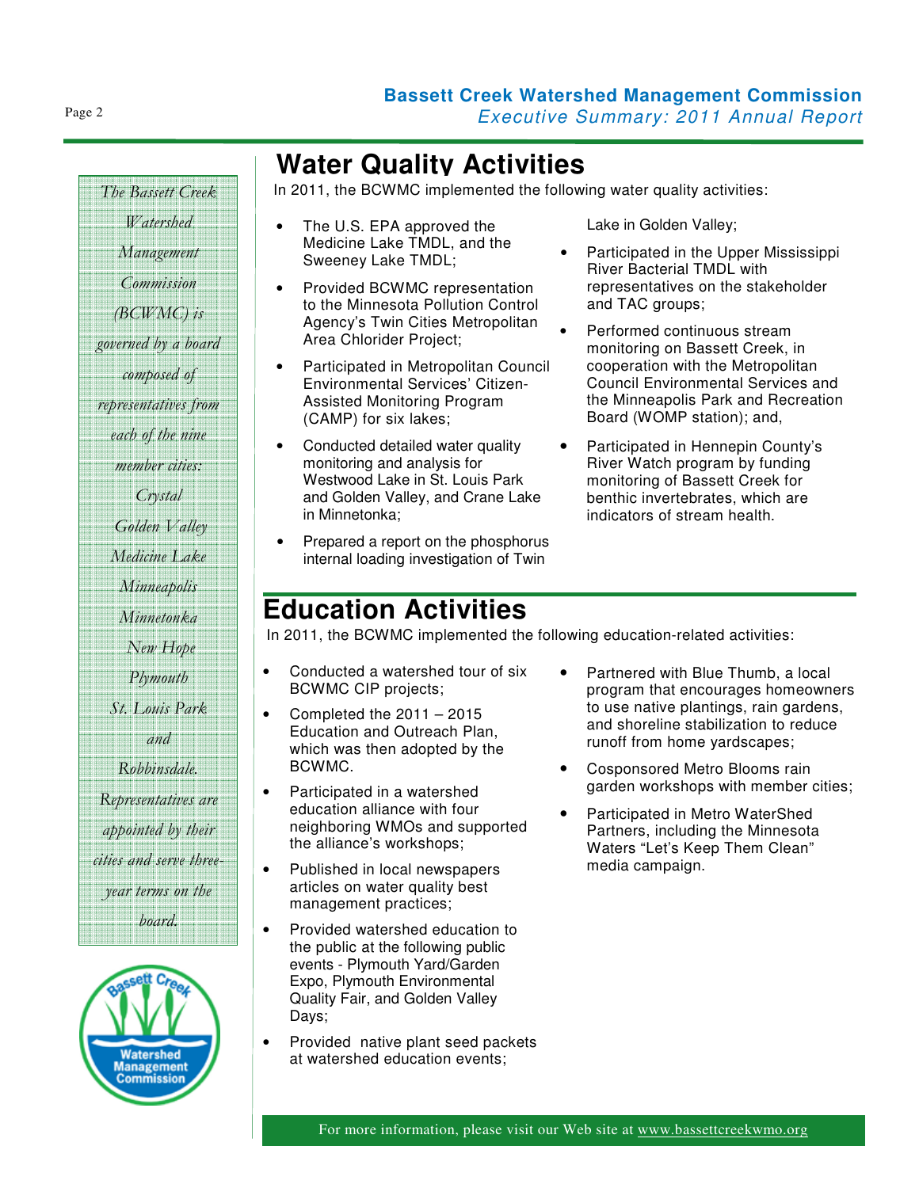*The Bassett Creek Watershed Management Commission (BCWMC) is governed by a board composed of representatives from each of the nine member cities: Crystal, Golden Valley, Medicine Lake, Minneapolis, Minnetonka, New Hope, Plymouth, St. Louis Park and Robbinsdale. Representatives are appointed by their cities and serve three-year terms on the board.*

## Water Quality Activities

In 2011, the BCWMC implemented the following water quality activities:

- The U.S. EPA approved the Medicine Lake TMDL, and the Sweeney Lake TMDL;
- Provided BCWMC representation to the Minnesota Pollution Control Agency's Twin Cities Metropolitan Area Chloride Project;
- Participated in Metropolitan Council Environmental Services' Citizen-Assisted Monitoring Program (CAMP) for six lakes;
- Conducted detailed water quality monitoring and analysis for Westwood Lake in St. Louis Park and Golden Valley, and Crane Lake in Minnetonka;
- Prepared a report on the phosphorus internal loading investigation of Twin Lake in Golden Valley;
- Participated in the Upper Mississippi River Bacterial TMDL with representatives on the stakeholder and TAC groups;
- Performed continuous stream monitoring on Bassett Creek, in cooperation with the Metropolitan Council Environmental Services and the Minneapolis Park and Recreation Board (WOMP station); and,
- Participated in Hennepin County's River Watch program by funding monitoring of Bassett Creek for benthic invertebrates, which are indicators of stream health.

## Education Activities

In 2011, the BCWMC implemented the following education-related activities:

- Conducted a watershed tour of six BCWMC CIP projects;
- Completed the 2011 – 2015 Education and Outreach Plan, which was then adopted by the BCWMC.
- Participated in a watershed education alliance with four neighboring WMOs and supported the alliance's workshops;
- Published in local newspapers articles on water quality best management practices;
- Provided watershed education to the public at the following public events - Plymouth Yard/Garden Expo, Plymouth Environmental Quality Fair, and Golden Valley Days;
- Provided native plant seed packets at watershed education events;
- Partnered with Blue Thumb, a local program that encourages homeowners to use native plantings, rain gardens, and shoreline stabilization to reduce runoff from home yardscapes;
- Cosponsored Metro Blooms rain garden workshops with member cities;
- Participated in Metro WaterShed Partners, including the Minnesota Waters "Let's Keep Them Clean" media campaign.

For more information, please visit our Web site at www.bassettcreekwmo.org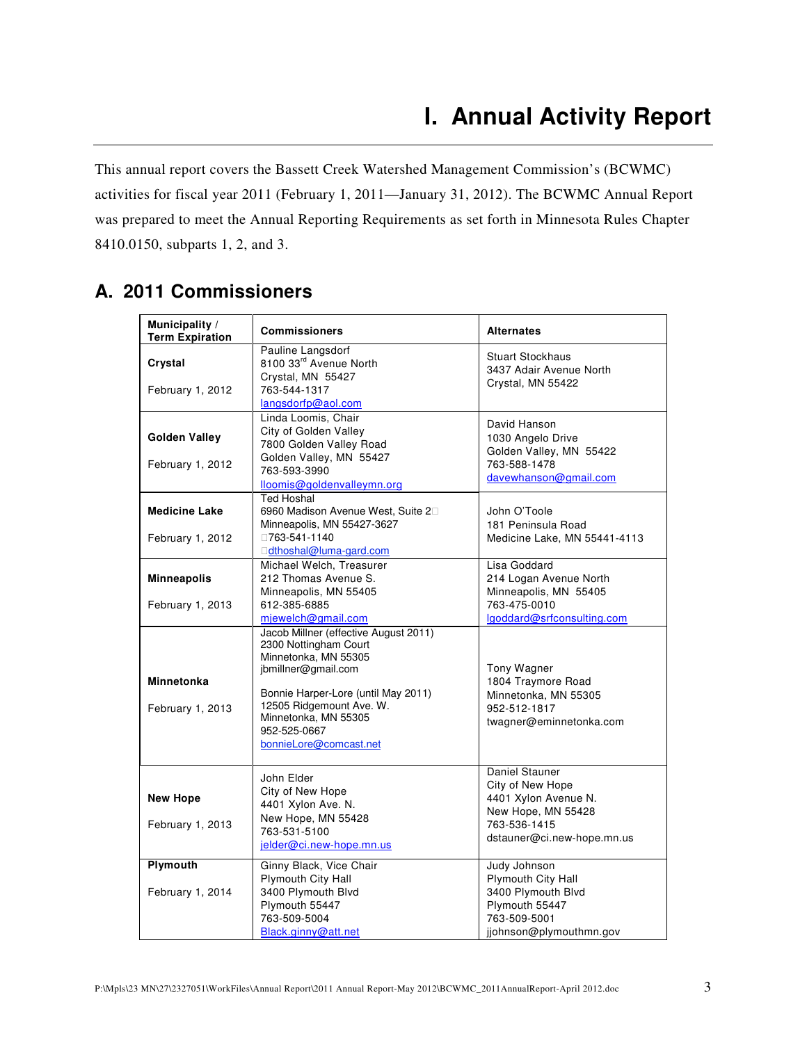# I. Annual Activity Report

This annual report covers the Bassett Creek Watershed Management Commission's (BCWMC) activities for fiscal year 2011 (February 1, 2011—January 31, 2012). The BCWMC Annual Report was prepared to meet the Annual Reporting Requirements as set forth in Minnesota Rules Chapter 8410.0150, subparts 1, 2, and 3.

## A. 2011 Commissioners

| Municipality / Term Expiration | Commissioners | Alternates |
|---|---|---|
| **Crystal**<br><br>February 1, 2012 | Pauline Langsdorf<br>8100 33rd Avenue North<br>Crystal, MN 55427<br>763-544-1317<br>langsdorfp@aol.com | Stuart Stockhaus<br>3437 Adair Avenue North<br>Crystal, MN 55422 |
| **Golden Valley**<br><br>February 1, 2012 | Linda Loomis, Chair<br>City of Golden Valley<br>7800 Golden Valley Road<br>Golden Valley, MN 55427<br>763-593-3990<br>lloomis@goldenvalleymn.org | David Hanson<br>1030 Angelo Drive<br>Golden Valley, MN 55422<br>763-588-1478<br>davewhanson@gmail.com |
| **Medicine Lake**<br><br>February 1, 2012 | Ted Hoshal<br>6960 Madison Avenue West, Suite 2<br>Minneapolis, MN 55427-3627<br>763-541-1140<br>dthoshal@luma-gard.com | John O'Toole<br>181 Peninsula Road<br>Medicine Lake, MN 55441-4113 |
| **Minneapolis**<br><br>February 1, 2013 | Michael Welch, Treasurer<br>212 Thomas Avenue S.<br>Minneapolis, MN 55405<br>612-385-6885<br>mjewelch@gmail.com | Lisa Goddard<br>214 Logan Avenue North<br>Minneapolis, MN 55405<br>763-475-0010<br>lgoddard@srfconsulting.com |
| **Minnetonka**<br><br>February 1, 2013 | Jacob Millner (effective August 2011)<br>2300 Nottingham Court<br>Minnetonka, MN 55305<br>jbmillner@gmail.com<br><br>Bonnie Harper-Lore (until May 2011)<br>12505 Ridgemount Ave. W.<br>Minnetonka, MN 55305<br>952-525-0667<br>bonnieLore@comcast.net | Tony Wagner<br>1804 Traymore Road<br>Minnetonka, MN 55305<br>952-512-1817<br>twagner@eminnetonka.com |
| **New Hope**<br><br>February 1, 2013 | John Elder<br>City of New Hope<br>4401 Xylon Ave. N.<br>New Hope, MN 55428<br>763-531-5100<br>jelder@ci.new-hope.mn.us | Daniel Stauner<br>City of New Hope<br>4401 Xylon Avenue N.<br>New Hope, MN 55428<br>763-536-1415<br>dstauner@ci.new-hope.mn.us |
| **Plymouth**<br><br>February 1, 2014 | Ginny Black, Vice Chair<br>Plymouth City Hall<br>3400 Plymouth Blvd<br>Plymouth 55447<br>763-509-5004<br>Black.ginny@att.net | Judy Johnson<br>Plymouth City Hall<br>3400 Plymouth Blvd<br>Plymouth 55447<br>763-509-5001<br>jjohnson@plymouthmn.gov |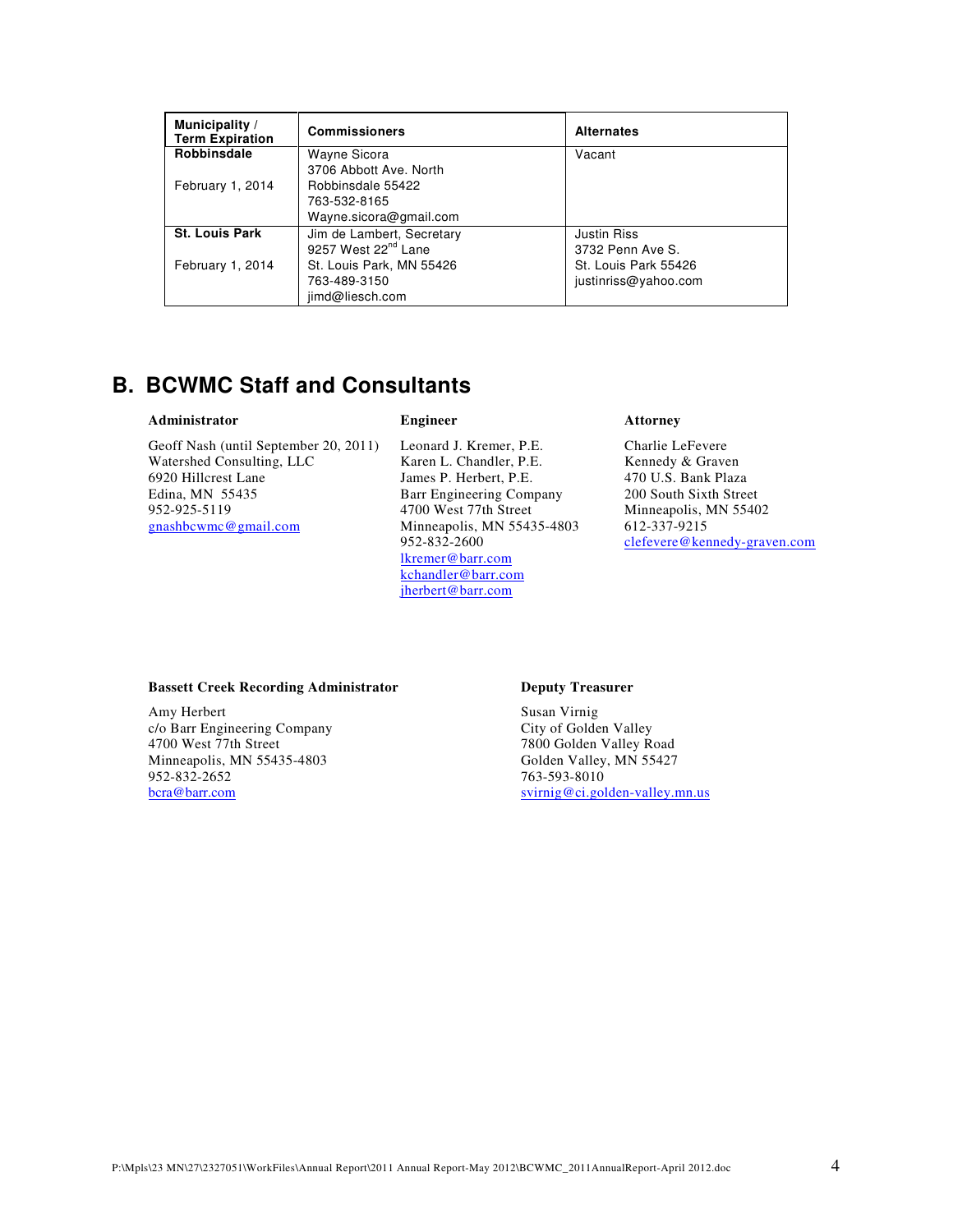| Municipality / Term Expiration | Commissioners | Alternates |
|---|---|---|
| **Robbinsdale**<br><br>February 1, 2014 | Wayne Sicora<br>3706 Abbott Ave. North<br>Robbinsdale 55422<br>763-532-8165<br>Wayne.sicora@gmail.com | Vacant |
| **St. Louis Park**<br><br>February 1, 2014 | Jim de Lambert, Secretary<br>9257 West 22nd Lane<br>St. Louis Park, MN 55426<br>763-489-3150<br>jimd@liesch.com | Justin Riss<br>3732 Penn Ave S.<br>St. Louis Park 55426<br>justinriss@yahoo.com |

## B. BCWMC Staff and Consultants

**Administrator**

Geoff Nash (until September 20, 2011)
Watershed Consulting, LLC
6920 Hillcrest Lane
Edina, MN 55435
952-925-5119
gnashbcwmc@gmail.com

**Engineer**

Leonard J. Kremer, P.E.
Karen L. Chandler, P.E.
James P. Herbert, P.E.
Barr Engineering Company
4700 West 77th Street
Minneapolis, MN 55435-4803
952-832-2600
lkremer@barr.com
kchandler@barr.com
jherbert@barr.com

**Attorney**

Charlie LeFevere
Kennedy & Graven
470 U.S. Bank Plaza
200 South Sixth Street
Minneapolis, MN 55402
612-337-9215
clefevere@kennedy-graven.com

**Bassett Creek Recording Administrator**

Amy Herbert
c/o Barr Engineering Company
4700 West 77th Street
Minneapolis, MN 55435-4803
952-832-2652
bcra@barr.com

**Deputy Treasurer**

Susan Virnig
City of Golden Valley
7800 Golden Valley Road
Golden Valley, MN 55427
763-593-8010
svirnig@ci.golden-valley.mn.us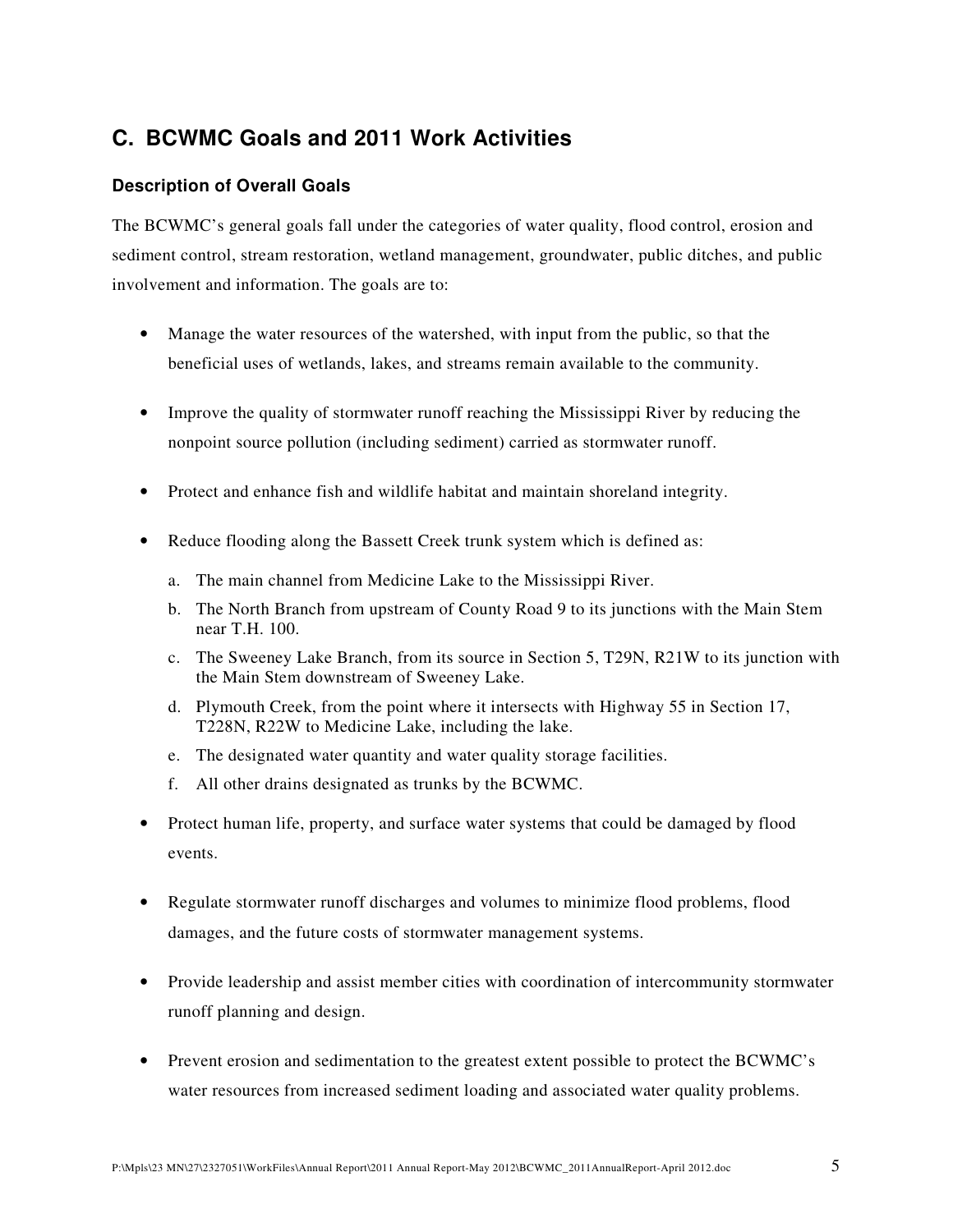## C. BCWMC Goals and 2011 Work Activities

### Description of Overall Goals

The BCWMC's general goals fall under the categories of water quality, flood control, erosion and sediment control, stream restoration, wetland management, groundwater, public ditches, and public involvement and information. The goals are to:

- Manage the water resources of the watershed, with input from the public, so that the beneficial uses of wetlands, lakes, and streams remain available to the community.
- Improve the quality of stormwater runoff reaching the Mississippi River by reducing the nonpoint source pollution (including sediment) carried as stormwater runoff.
- Protect and enhance fish and wildlife habitat and maintain shoreland integrity.
- Reduce flooding along the Bassett Creek trunk system which is defined as:
    a. The main channel from Medicine Lake to the Mississippi River.
    b. The North Branch from upstream of County Road 9 to its junctions with the Main Stem near T.H. 100.
    c. The Sweeney Lake Branch, from its source in Section 5, T29N, R21W to its junction with the Main Stem downstream of Sweeney Lake.
    d. Plymouth Creek, from the point where it intersects with Highway 55 in Section 17, T228N, R22W to Medicine Lake, including the lake.
    e. The designated water quantity and water quality storage facilities.
    f. All other drains designated as trunks by the BCWMC.
- Protect human life, property, and surface water systems that could be damaged by flood events.
- Regulate stormwater runoff discharges and volumes to minimize flood problems, flood damages, and the future costs of stormwater management systems.
- Provide leadership and assist member cities with coordination of intercommunity stormwater runoff planning and design.
- Prevent erosion and sedimentation to the greatest extent possible to protect the BCWMC's water resources from increased sediment loading and associated water quality problems.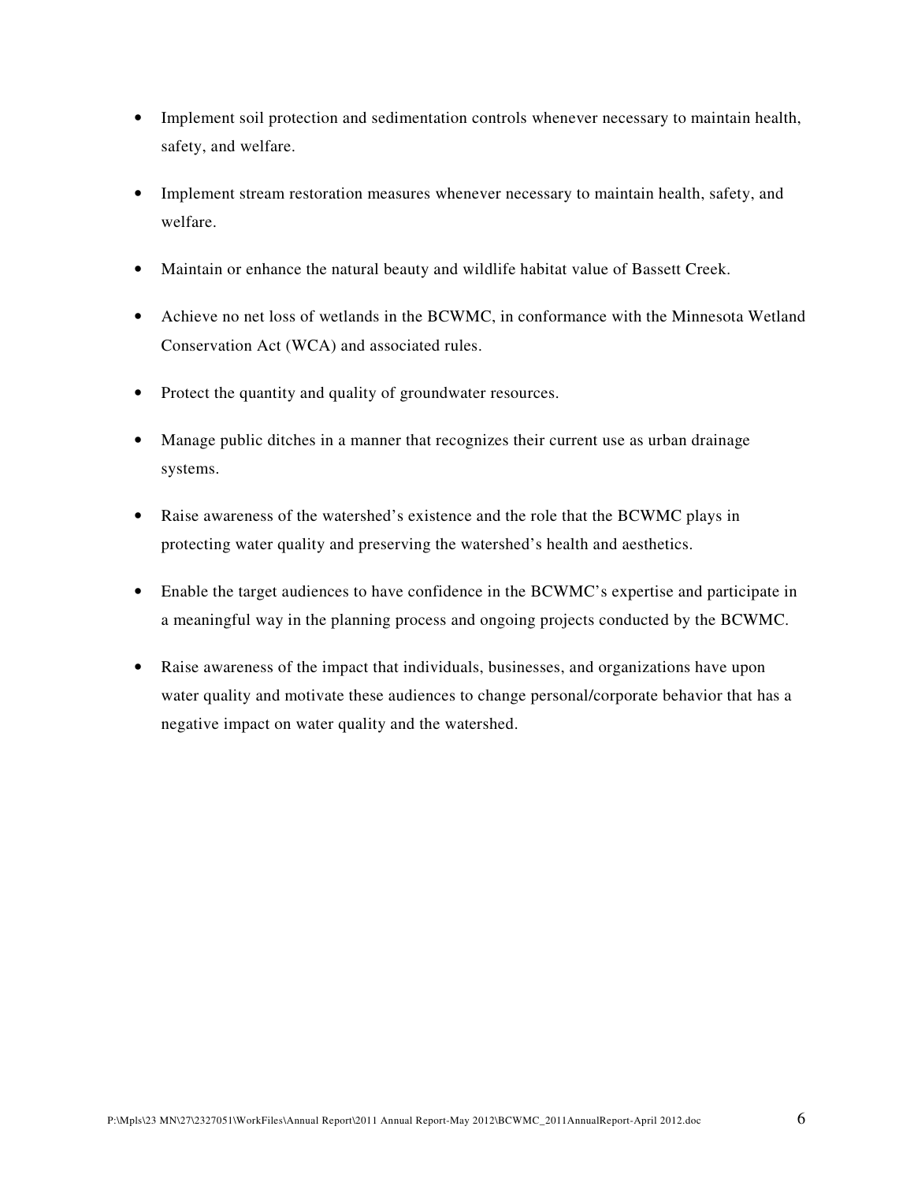- Implement soil protection and sedimentation controls whenever necessary to maintain health, safety, and welfare.

- Implement stream restoration measures whenever necessary to maintain health, safety, and welfare.

- Maintain or enhance the natural beauty and wildlife habitat value of Bassett Creek.

- Achieve no net loss of wetlands in the BCWMC, in conformance with the Minnesota Wetland Conservation Act (WCA) and associated rules.

- Protect the quantity and quality of groundwater resources.

- Manage public ditches in a manner that recognizes their current use as urban drainage systems.

- Raise awareness of the watershed's existence and the role that the BCWMC plays in protecting water quality and preserving the watershed's health and aesthetics.

- Enable the target audiences to have confidence in the BCWMC's expertise and participate in a meaningful way in the planning process and ongoing projects conducted by the BCWMC.

- Raise awareness of the impact that individuals, businesses, and organizations have upon water quality and motivate these audiences to change personal/corporate behavior that has a negative impact on water quality and the watershed.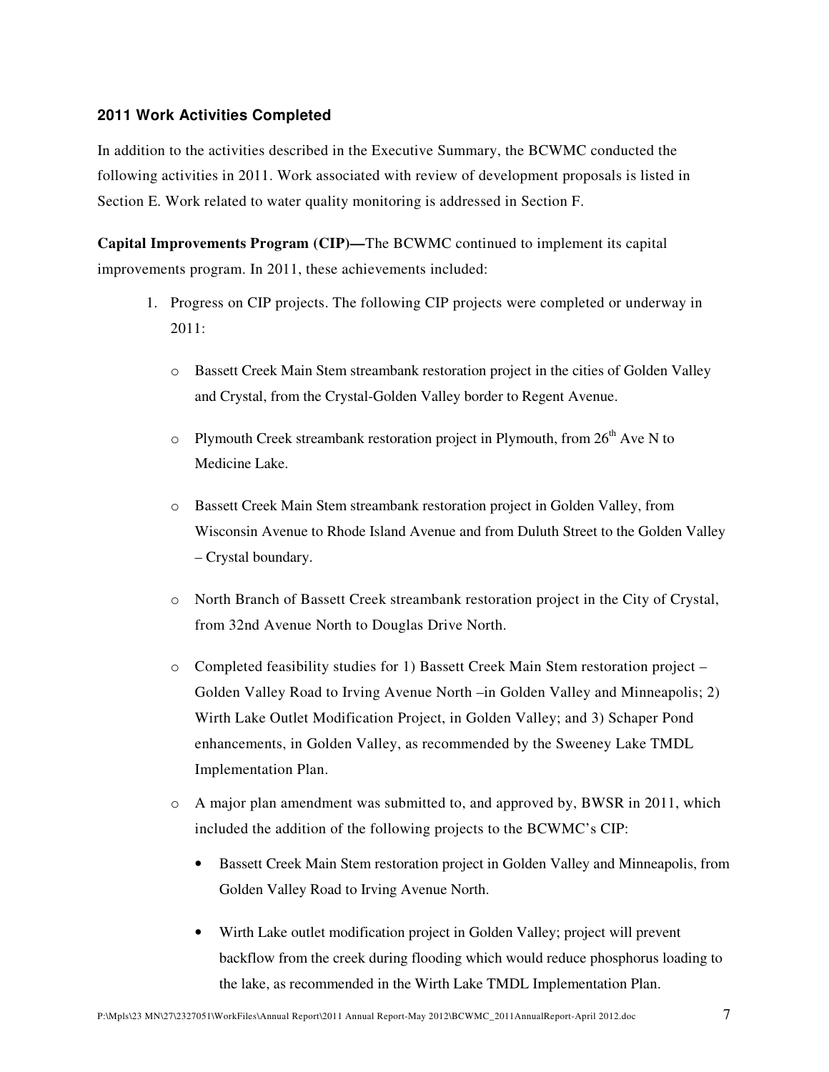### 2011 Work Activities Completed

In addition to the activities described in the Executive Summary, the BCWMC conducted the following activities in 2011. Work associated with review of development proposals is listed in Section E. Work related to water quality monitoring is addressed in Section F.

**Capital Improvements Program (CIP)—**The BCWMC continued to implement its capital improvements program. In 2011, these achievements included:

1. Progress on CIP projects. The following CIP projects were completed or underway in 2011:

   - Bassett Creek Main Stem streambank restoration project in the cities of Golden Valley and Crystal, from the Crystal-Golden Valley border to Regent Avenue.

   - Plymouth Creek streambank restoration project in Plymouth, from 26th Ave N to Medicine Lake.

   - Bassett Creek Main Stem streambank restoration project in Golden Valley, from Wisconsin Avenue to Rhode Island Avenue and from Duluth Street to the Golden Valley – Crystal boundary.

   - North Branch of Bassett Creek streambank restoration project in the City of Crystal, from 32nd Avenue North to Douglas Drive North.

   - Completed feasibility studies for 1) Bassett Creek Main Stem restoration project – Golden Valley Road to Irving Avenue North –in Golden Valley and Minneapolis; 2) Wirth Lake Outlet Modification Project, in Golden Valley; and 3) Schaper Pond enhancements, in Golden Valley, as recommended by the Sweeney Lake TMDL Implementation Plan.

   - A major plan amendment was submitted to, and approved by, BWSR in 2011, which included the addition of the following projects to the BCWMC's CIP:

     - Bassett Creek Main Stem restoration project in Golden Valley and Minneapolis, from Golden Valley Road to Irving Avenue North.

     - Wirth Lake outlet modification project in Golden Valley; project will prevent backflow from the creek during flooding which would reduce phosphorus loading to the lake, as recommended in the Wirth Lake TMDL Implementation Plan.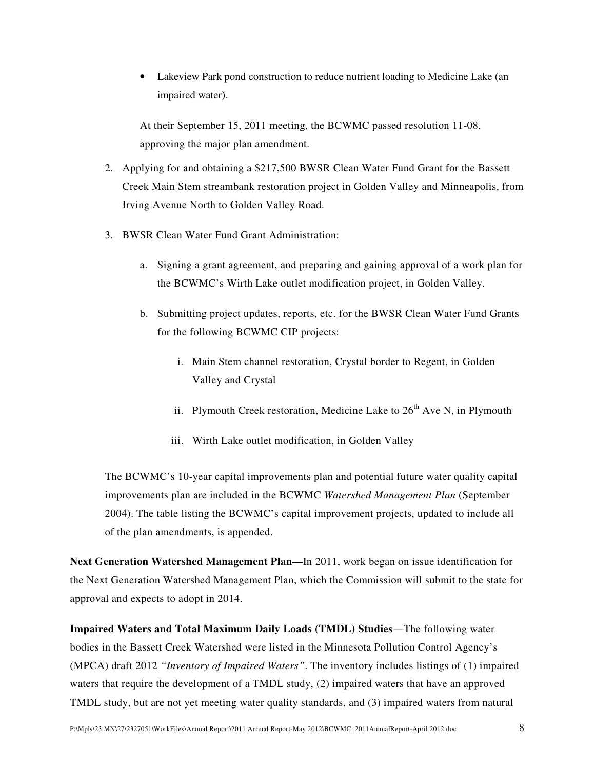- Lakeview Park pond construction to reduce nutrient loading to Medicine Lake (an impaired water).

  At their September 15, 2011 meeting, the BCWMC passed resolution 11-08, approving the major plan amendment.

2. Applying for and obtaining a $217,500 BWSR Clean Water Fund Grant for the Bassett Creek Main Stem streambank restoration project in Golden Valley and Minneapolis, from Irving Avenue North to Golden Valley Road.

3. BWSR Clean Water Fund Grant Administration:

   a. Signing a grant agreement, and preparing and gaining approval of a work plan for the BCWMC's Wirth Lake outlet modification project, in Golden Valley.

   b. Submitting project updates, reports, etc. for the BWSR Clean Water Fund Grants for the following BCWMC CIP projects:

      i. Main Stem channel restoration, Crystal border to Regent, in Golden Valley and Crystal

      ii. Plymouth Creek restoration, Medicine Lake to 26th Ave N, in Plymouth

      iii. Wirth Lake outlet modification, in Golden Valley

The BCWMC's 10-year capital improvements plan and potential future water quality capital improvements plan are included in the BCWMC *Watershed Management Plan* (September 2004). The table listing the BCWMC's capital improvement projects, updated to include all of the plan amendments, is appended.

**Next Generation Watershed Management Plan—**In 2011, work began on issue identification for the Next Generation Watershed Management Plan, which the Commission will submit to the state for approval and expects to adopt in 2014.

**Impaired Waters and Total Maximum Daily Loads (TMDL) Studies**—The following water bodies in the Bassett Creek Watershed were listed in the Minnesota Pollution Control Agency's (MPCA) draft 2012 *"Inventory of Impaired Waters"*. The inventory includes listings of (1) impaired waters that require the development of a TMDL study, (2) impaired waters that have an approved TMDL study, but are not yet meeting water quality standards, and (3) impaired waters from natural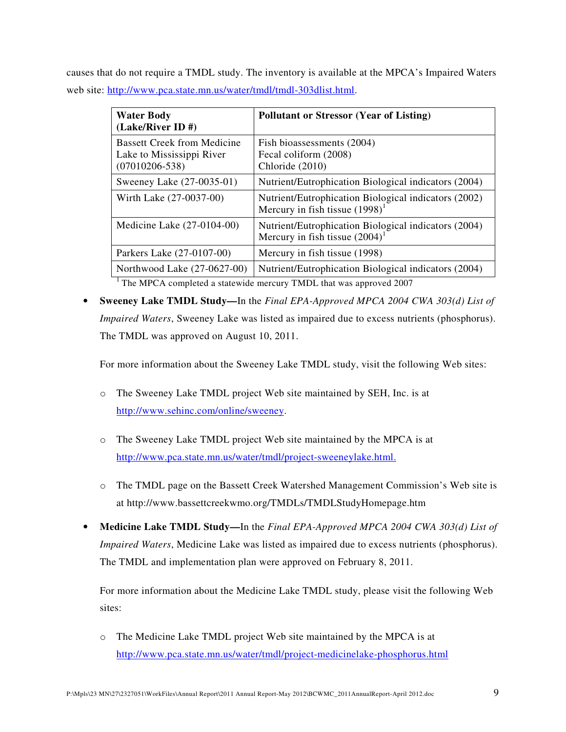causes that do not require a TMDL study. The inventory is available at the MPCA's Impaired Waters web site: http://www.pca.state.mn.us/water/tmdl/tmdl-303dlist.html.

| Water Body (Lake/River ID #) | Pollutant or Stressor (Year of Listing) |
|---|---|
| Bassett Creek from Medicine Lake to Mississippi River (07010206-538) | Fish bioassessments (2004)<br>Fecal coliform (2008)<br>Chloride (2010) |
| Sweeney Lake (27-0035-01) | Nutrient/Eutrophication Biological indicators (2004) |
| Wirth Lake (27-0037-00) | Nutrient/Eutrophication Biological indicators (2002)<br>Mercury in fish tissue (1998)[1] |
| Medicine Lake (27-0104-00) | Nutrient/Eutrophication Biological indicators (2004)<br>Mercury in fish tissue (2004)[1] |
| Parkers Lake (27-0107-00) | Mercury in fish tissue (1998) |
| Northwood Lake (27-0627-00) | Nutrient/Eutrophication Biological indicators (2004) |

[1] The MPCA completed a statewide mercury TMDL that was approved 2007

- **Sweeney Lake TMDL Study—**In the *Final EPA-Approved MPCA 2004 CWA 303(d) List of Impaired Waters*, Sweeney Lake was listed as impaired due to excess nutrients (phosphorus). The TMDL was approved on August 10, 2011.

  For more information about the Sweeney Lake TMDL study, visit the following Web sites:

  - The Sweeney Lake TMDL project Web site maintained by SEH, Inc. is at http://www.sehinc.com/online/sweeney.
  - The Sweeney Lake TMDL project Web site maintained by the MPCA is at http://www.pca.state.mn.us/water/tmdl/project-sweeneylake.html.
  - The TMDL page on the Bassett Creek Watershed Management Commission's Web site is at http://www.bassettcreekwmo.org/TMDLs/TMDLStudyHomepage.htm

- **Medicine Lake TMDL Study—**In the *Final EPA-Approved MPCA 2004 CWA 303(d) List of Impaired Waters*, Medicine Lake was listed as impaired due to excess nutrients (phosphorus). The TMDL and implementation plan were approved on February 8, 2011.

  For more information about the Medicine Lake TMDL study, please visit the following Web sites:

  - The Medicine Lake TMDL project Web site maintained by the MPCA is at http://www.pca.state.mn.us/water/tmdl/project-medicinelake-phosphorus.html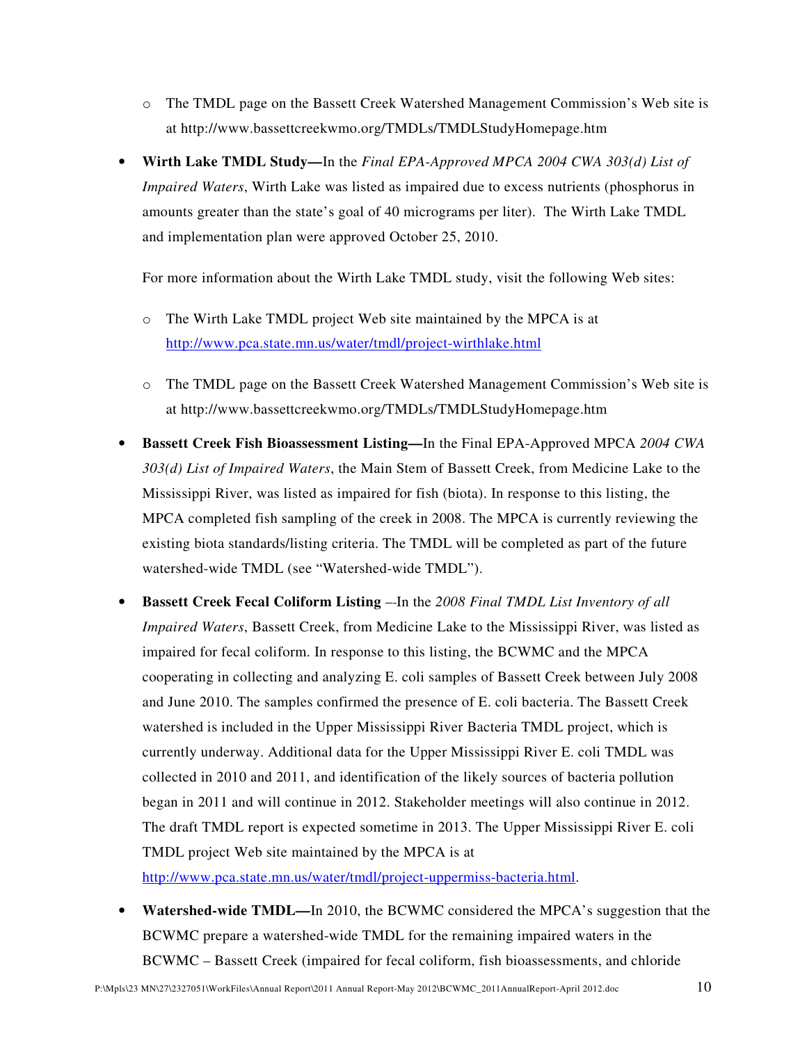- The TMDL page on the Bassett Creek Watershed Management Commission's Web site is at http://www.bassettcreekwmo.org/TMDLs/TMDLStudyHomepage.htm

- **Wirth Lake TMDL Study—**In the *Final EPA-Approved MPCA 2004 CWA 303(d) List of Impaired Waters*, Wirth Lake was listed as impaired due to excess nutrients (phosphorus in amounts greater than the state's goal of 40 micrograms per liter). The Wirth Lake TMDL and implementation plan were approved October 25, 2010.

  For more information about the Wirth Lake TMDL study, visit the following Web sites:

  - The Wirth Lake TMDL project Web site maintained by the MPCA is at http://www.pca.state.mn.us/water/tmdl/project-wirthlake.html
  - The TMDL page on the Bassett Creek Watershed Management Commission's Web site is at http://www.bassettcreekwmo.org/TMDLs/TMDLStudyHomepage.htm

- **Bassett Creek Fish Bioassessment Listing—**In the Final EPA-Approved MPCA *2004 CWA 303(d) List of Impaired Waters*, the Main Stem of Bassett Creek, from Medicine Lake to the Mississippi River, was listed as impaired for fish (biota). In response to this listing, the MPCA completed fish sampling of the creek in 2008. The MPCA is currently reviewing the existing biota standards/listing criteria. The TMDL will be completed as part of the future watershed-wide TMDL (see "Watershed-wide TMDL").

- **Bassett Creek Fecal Coliform Listing** –-In the *2008 Final TMDL List Inventory of all Impaired Waters*, Bassett Creek, from Medicine Lake to the Mississippi River, was listed as impaired for fecal coliform. In response to this listing, the BCWMC and the MPCA cooperating in collecting and analyzing E. coli samples of Bassett Creek between July 2008 and June 2010. The samples confirmed the presence of E. coli bacteria. The Bassett Creek watershed is included in the Upper Mississippi River Bacteria TMDL project, which is currently underway. Additional data for the Upper Mississippi River E. coli TMDL was collected in 2010 and 2011, and identification of the likely sources of bacteria pollution began in 2011 and will continue in 2012. Stakeholder meetings will also continue in 2012. The draft TMDL report is expected sometime in 2013. The Upper Mississippi River E. coli TMDL project Web site maintained by the MPCA is at http://www.pca.state.mn.us/water/tmdl/project-uppermiss-bacteria.html.

- **Watershed-wide TMDL—**In 2010, the BCWMC considered the MPCA's suggestion that the BCWMC prepare a watershed-wide TMDL for the remaining impaired waters in the BCWMC – Bassett Creek (impaired for fecal coliform, fish bioassessments, and chloride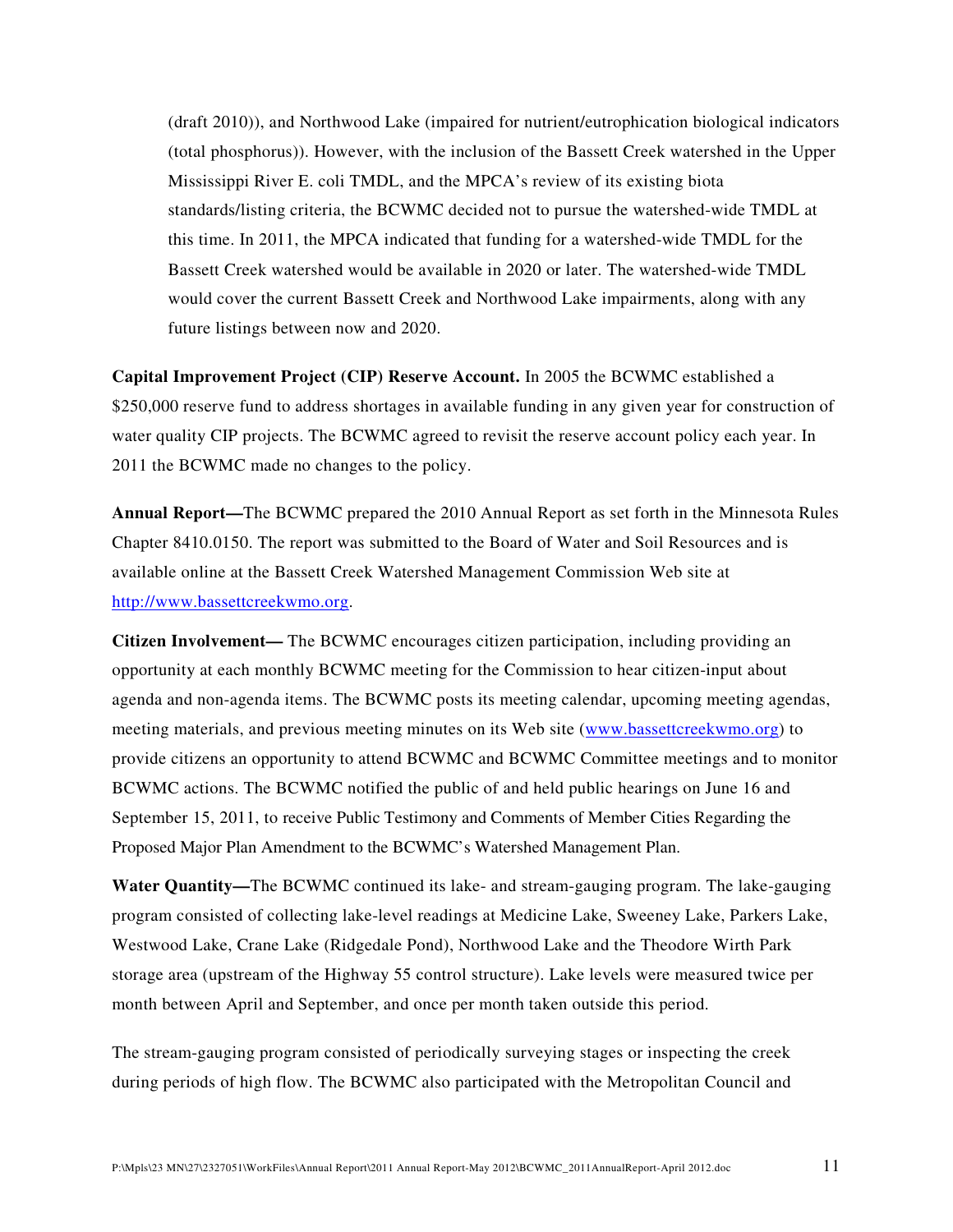(draft 2010)), and Northwood Lake (impaired for nutrient/eutrophication biological indicators (total phosphorus)). However, with the inclusion of the Bassett Creek watershed in the Upper Mississippi River E. coli TMDL, and the MPCA's review of its existing biota standards/listing criteria, the BCWMC decided not to pursue the watershed-wide TMDL at this time. In 2011, the MPCA indicated that funding for a watershed-wide TMDL for the Bassett Creek watershed would be available in 2020 or later. The watershed-wide TMDL would cover the current Bassett Creek and Northwood Lake impairments, along with any future listings between now and 2020.

**Capital Improvement Project (CIP) Reserve Account.** In 2005 the BCWMC established a $250,000 reserve fund to address shortages in available funding in any given year for construction of water quality CIP projects. The BCWMC agreed to revisit the reserve account policy each year. In 2011 the BCWMC made no changes to the policy.

**Annual Report—**The BCWMC prepared the 2010 Annual Report as set forth in the Minnesota Rules Chapter 8410.0150. The report was submitted to the Board of Water and Soil Resources and is available online at the Bassett Creek Watershed Management Commission Web site at http://www.bassettcreekwmo.org.

**Citizen Involvement—** The BCWMC encourages citizen participation, including providing an opportunity at each monthly BCWMC meeting for the Commission to hear citizen-input about agenda and non-agenda items. The BCWMC posts its meeting calendar, upcoming meeting agendas, meeting materials, and previous meeting minutes on its Web site (www.bassettcreekwmo.org) to provide citizens an opportunity to attend BCWMC and BCWMC Committee meetings and to monitor BCWMC actions. The BCWMC notified the public of and held public hearings on June 16 and September 15, 2011, to receive Public Testimony and Comments of Member Cities Regarding the Proposed Major Plan Amendment to the BCWMC's Watershed Management Plan.

**Water Quantity—**The BCWMC continued its lake- and stream-gauging program. The lake-gauging program consisted of collecting lake-level readings at Medicine Lake, Sweeney Lake, Parkers Lake, Westwood Lake, Crane Lake (Ridgedale Pond), Northwood Lake and the Theodore Wirth Park storage area (upstream of the Highway 55 control structure). Lake levels were measured twice per month between April and September, and once per month taken outside this period.

The stream-gauging program consisted of periodically surveying stages or inspecting the creek during periods of high flow. The BCWMC also participated with the Metropolitan Council and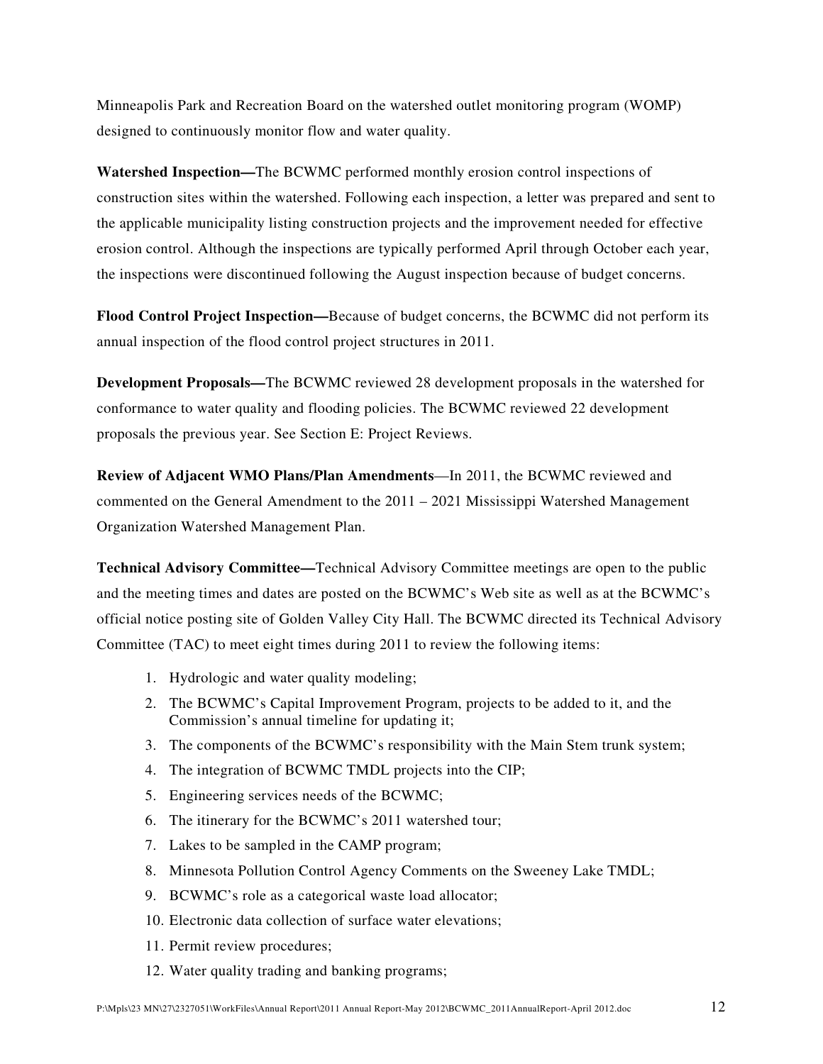Minneapolis Park and Recreation Board on the watershed outlet monitoring program (WOMP) designed to continuously monitor flow and water quality.

**Watershed Inspection—**The BCWMC performed monthly erosion control inspections of construction sites within the watershed. Following each inspection, a letter was prepared and sent to the applicable municipality listing construction projects and the improvement needed for effective erosion control. Although the inspections are typically performed April through October each year, the inspections were discontinued following the August inspection because of budget concerns.

**Flood Control Project Inspection—**Because of budget concerns, the BCWMC did not perform its annual inspection of the flood control project structures in 2011.

**Development Proposals—**The BCWMC reviewed 28 development proposals in the watershed for conformance to water quality and flooding policies. The BCWMC reviewed 22 development proposals the previous year. See Section E: Project Reviews.

**Review of Adjacent WMO Plans/Plan Amendments**—In 2011, the BCWMC reviewed and commented on the General Amendment to the 2011 – 2021 Mississippi Watershed Management Organization Watershed Management Plan.

**Technical Advisory Committee—**Technical Advisory Committee meetings are open to the public and the meeting times and dates are posted on the BCWMC's Web site as well as at the BCWMC's official notice posting site of Golden Valley City Hall. The BCWMC directed its Technical Advisory Committee (TAC) to meet eight times during 2011 to review the following items:

1. Hydrologic and water quality modeling;
2. The BCWMC's Capital Improvement Program, projects to be added to it, and the Commission's annual timeline for updating it;
3. The components of the BCWMC's responsibility with the Main Stem trunk system;
4. The integration of BCWMC TMDL projects into the CIP;
5. Engineering services needs of the BCWMC;
6. The itinerary for the BCWMC's 2011 watershed tour;
7. Lakes to be sampled in the CAMP program;
8. Minnesota Pollution Control Agency Comments on the Sweeney Lake TMDL;
9. BCWMC's role as a categorical waste load allocator;
10. Electronic data collection of surface water elevations;
11. Permit review procedures;
12. Water quality trading and banking programs;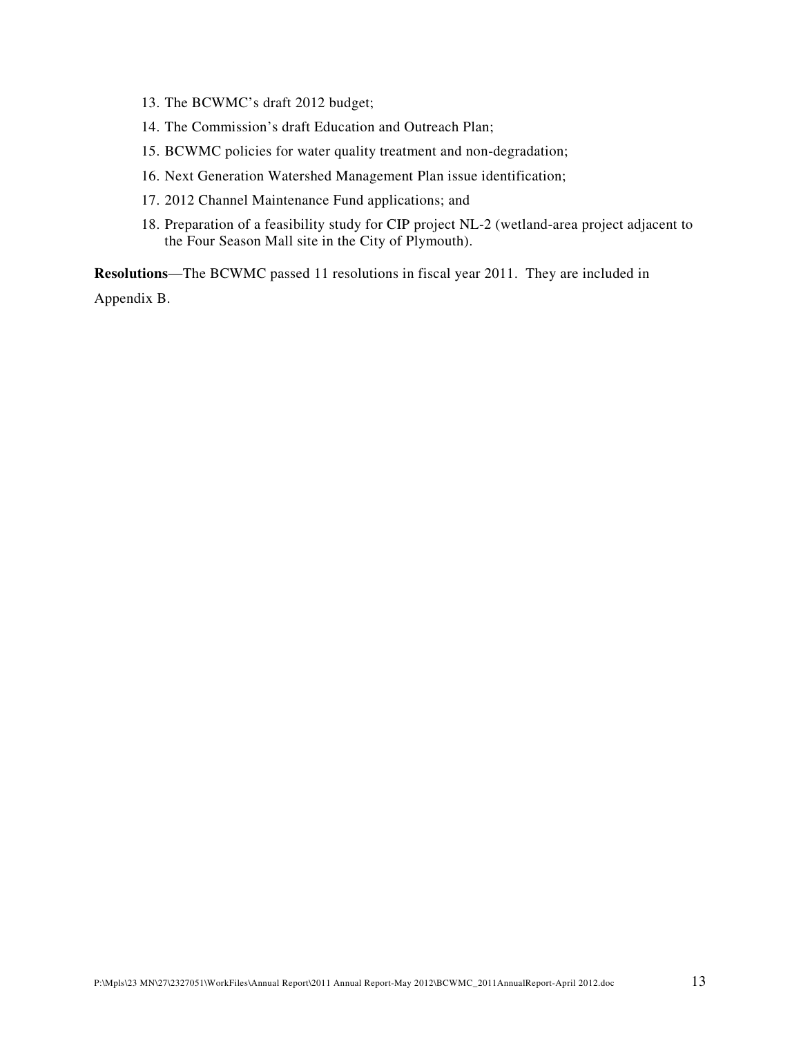13. The BCWMC's draft 2012 budget;
14. The Commission's draft Education and Outreach Plan;
15. BCWMC policies for water quality treatment and non-degradation;
16. Next Generation Watershed Management Plan issue identification;
17. 2012 Channel Maintenance Fund applications; and
18. Preparation of a feasibility study for CIP project NL-2 (wetland-area project adjacent to the Four Season Mall site in the City of Plymouth).

**Resolutions**—The BCWMC passed 11 resolutions in fiscal year 2011. They are included in Appendix B.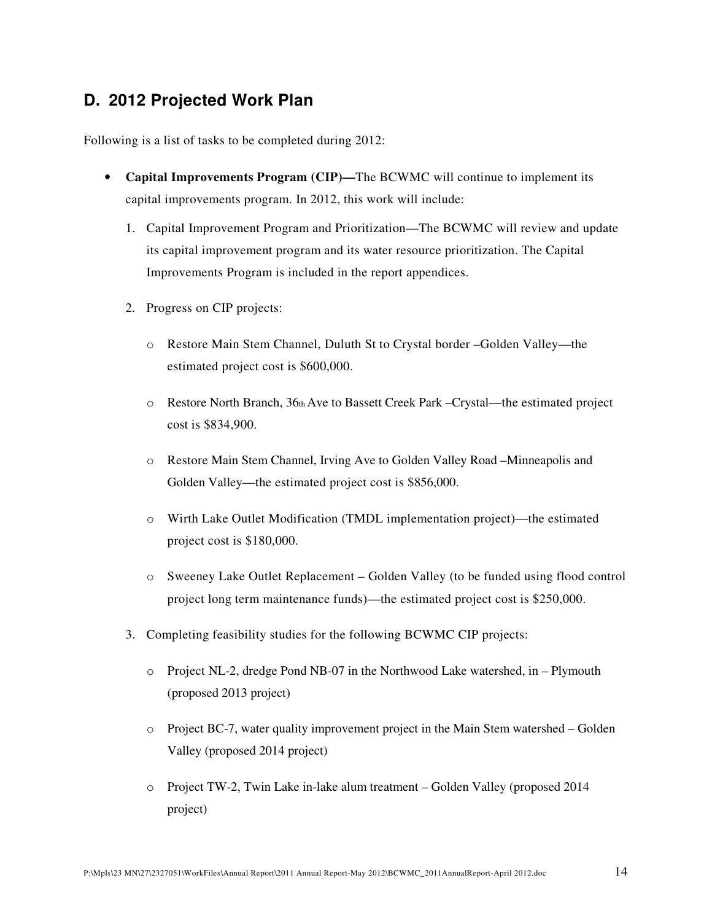## D. 2012 Projected Work Plan

Following is a list of tasks to be completed during 2012:

- **Capital Improvements Program (CIP)—**The BCWMC will continue to implement its capital improvements program. In 2012, this work will include:

  1. Capital Improvement Program and Prioritization—The BCWMC will review and update its capital improvement program and its water resource prioritization. The Capital Improvements Program is included in the report appendices.

  2. Progress on CIP projects:

     - Restore Main Stem Channel, Duluth St to Crystal border –Golden Valley—the estimated project cost is $600,000.
     - Restore North Branch, 36th Ave to Bassett Creek Park –Crystal—the estimated project cost is $834,900.
     - Restore Main Stem Channel, Irving Ave to Golden Valley Road –Minneapolis and Golden Valley—the estimated project cost is $856,000.
     - Wirth Lake Outlet Modification (TMDL implementation project)—the estimated project cost is $180,000.
     - Sweeney Lake Outlet Replacement – Golden Valley (to be funded using flood control project long term maintenance funds)—the estimated project cost is $250,000.

  3. Completing feasibility studies for the following BCWMC CIP projects:

     - Project NL-2, dredge Pond NB-07 in the Northwood Lake watershed, in – Plymouth (proposed 2013 project)
     - Project BC-7, water quality improvement project in the Main Stem watershed – Golden Valley (proposed 2014 project)
     - Project TW-2, Twin Lake in-lake alum treatment – Golden Valley (proposed 2014 project)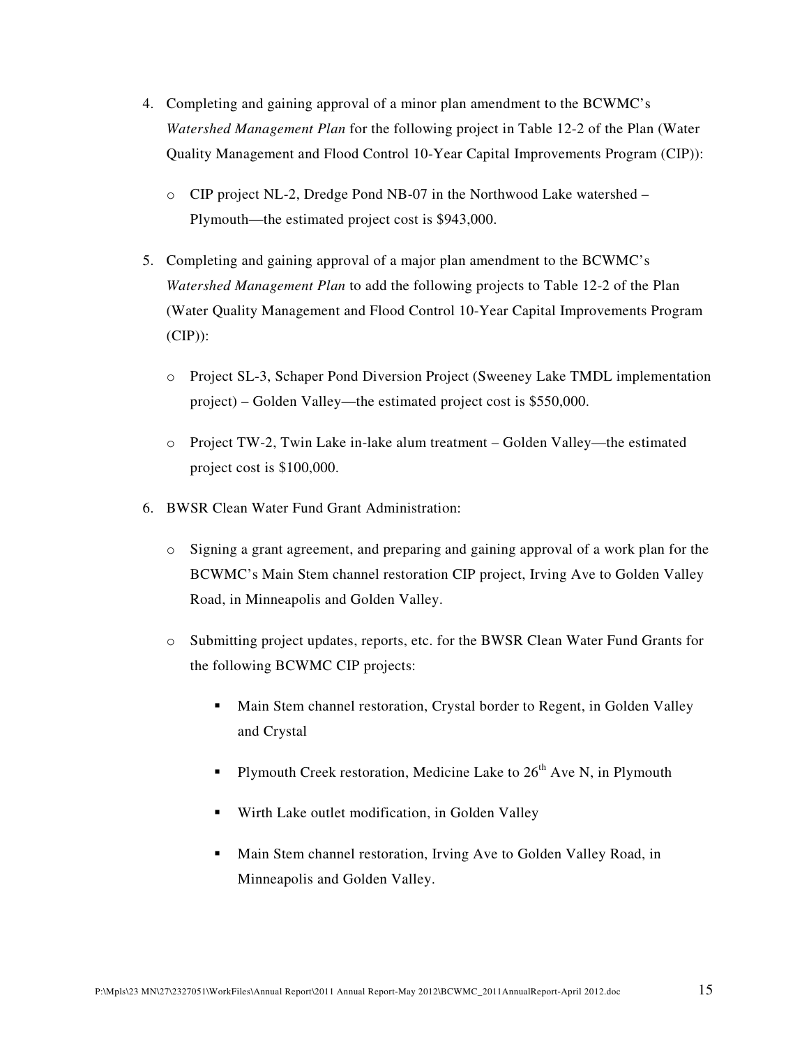4. Completing and gaining approval of a minor plan amendment to the BCWMC's *Watershed Management Plan* for the following project in Table 12-2 of the Plan (Water Quality Management and Flood Control 10-Year Capital Improvements Program (CIP)):

   - CIP project NL-2, Dredge Pond NB-07 in the Northwood Lake watershed – Plymouth—the estimated project cost is $943,000.

5. Completing and gaining approval of a major plan amendment to the BCWMC's *Watershed Management Plan* to add the following projects to Table 12-2 of the Plan (Water Quality Management and Flood Control 10-Year Capital Improvements Program (CIP)):

   - Project SL-3, Schaper Pond Diversion Project (Sweeney Lake TMDL implementation project) – Golden Valley—the estimated project cost is $550,000.
   - Project TW-2, Twin Lake in-lake alum treatment – Golden Valley—the estimated project cost is $100,000.

6. BWSR Clean Water Fund Grant Administration:

   - Signing a grant agreement, and preparing and gaining approval of a work plan for the BCWMC's Main Stem channel restoration CIP project, Irving Ave to Golden Valley Road, in Minneapolis and Golden Valley.
   - Submitting project updates, reports, etc. for the BWSR Clean Water Fund Grants for the following BCWMC CIP projects:
     - Main Stem channel restoration, Crystal border to Regent, in Golden Valley and Crystal
     - Plymouth Creek restoration, Medicine Lake to 26th Ave N, in Plymouth
     - Wirth Lake outlet modification, in Golden Valley
     - Main Stem channel restoration, Irving Ave to Golden Valley Road, in Minneapolis and Golden Valley.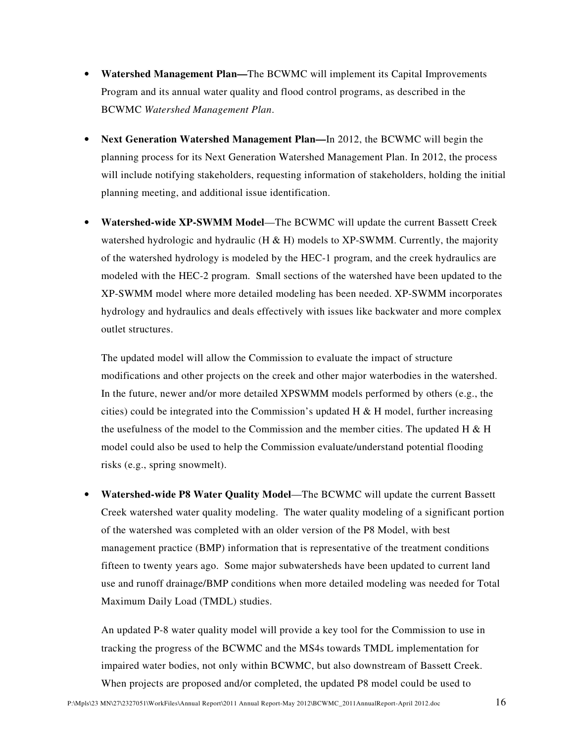- **Watershed Management Plan—**The BCWMC will implement its Capital Improvements Program and its annual water quality and flood control programs, as described in the BCWMC *Watershed Management Plan*.

- **Next Generation Watershed Management Plan—**In 2012, the BCWMC will begin the planning process for its Next Generation Watershed Management Plan. In 2012, the process will include notifying stakeholders, requesting information of stakeholders, holding the initial planning meeting, and additional issue identification.

- **Watershed-wide XP-SWMM Model**—The BCWMC will update the current Bassett Creek watershed hydrologic and hydraulic (H & H) models to XP-SWMM. Currently, the majority of the watershed hydrology is modeled by the HEC-1 program, and the creek hydraulics are modeled with the HEC-2 program. Small sections of the watershed have been updated to the XP-SWMM model where more detailed modeling has been needed. XP-SWMM incorporates hydrology and hydraulics and deals effectively with issues like backwater and more complex outlet structures.

  The updated model will allow the Commission to evaluate the impact of structure modifications and other projects on the creek and other major waterbodies in the watershed. In the future, newer and/or more detailed XPSWMM models performed by others (e.g., the cities) could be integrated into the Commission's updated H & H model, further increasing the usefulness of the model to the Commission and the member cities. The updated H & H model could also be used to help the Commission evaluate/understand potential flooding risks (e.g., spring snowmelt).

- **Watershed-wide P8 Water Quality Model**—The BCWMC will update the current Bassett Creek watershed water quality modeling. The water quality modeling of a significant portion of the watershed was completed with an older version of the P8 Model, with best management practice (BMP) information that is representative of the treatment conditions fifteen to twenty years ago. Some major subwatersheds have been updated to current land use and runoff drainage/BMP conditions when more detailed modeling was needed for Total Maximum Daily Load (TMDL) studies.

  An updated P-8 water quality model will provide a key tool for the Commission to use in tracking the progress of the BCWMC and the MS4s towards TMDL implementation for impaired water bodies, not only within BCWMC, but also downstream of Bassett Creek. When projects are proposed and/or completed, the updated P8 model could be used to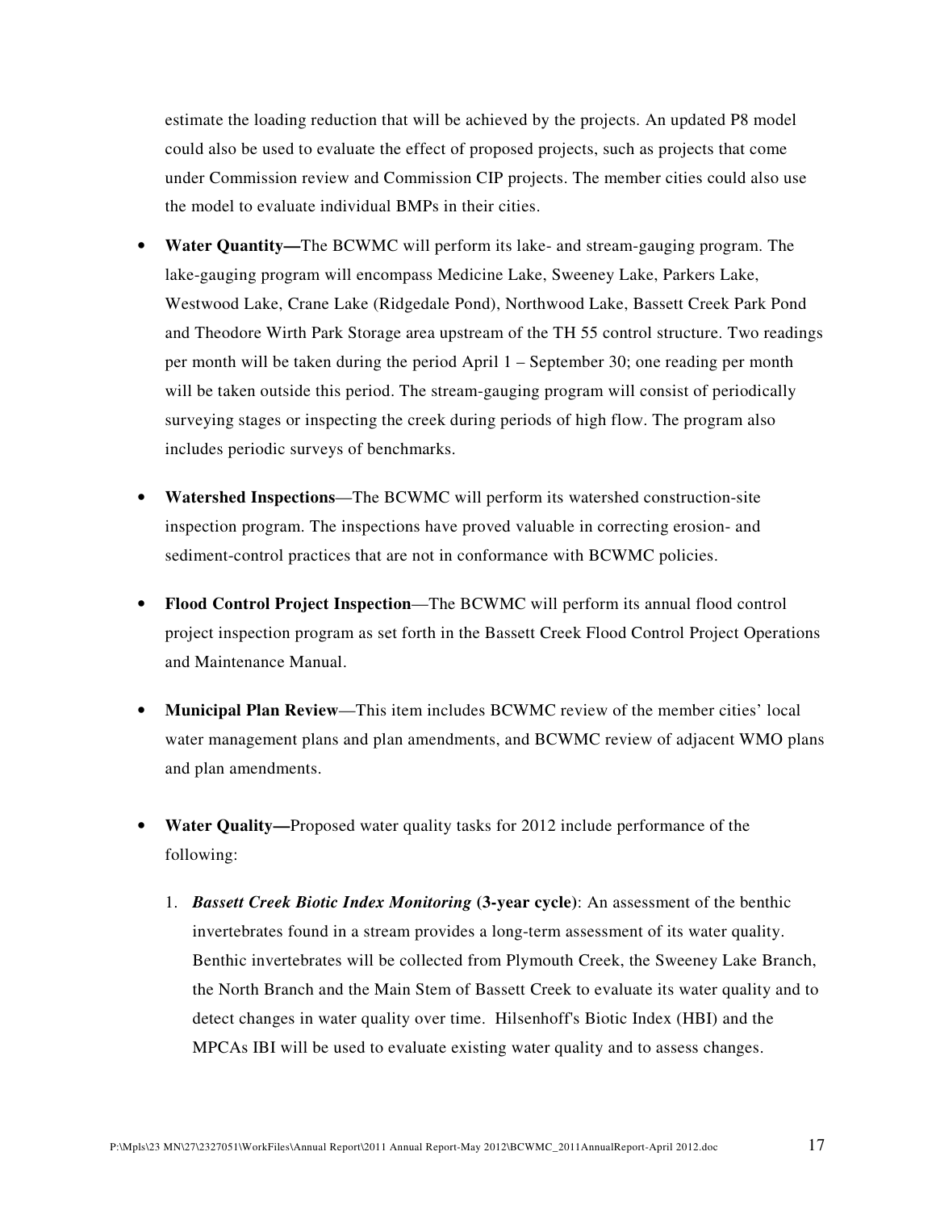estimate the loading reduction that will be achieved by the projects. An updated P8 model could also be used to evaluate the effect of proposed projects, such as projects that come under Commission review and Commission CIP projects. The member cities could also use the model to evaluate individual BMPs in their cities.

- **Water Quantity—**The BCWMC will perform its lake- and stream-gauging program. The lake-gauging program will encompass Medicine Lake, Sweeney Lake, Parkers Lake, Westwood Lake, Crane Lake (Ridgedale Pond), Northwood Lake, Bassett Creek Park Pond and Theodore Wirth Park Storage area upstream of the TH 55 control structure. Two readings per month will be taken during the period April 1 – September 30; one reading per month will be taken outside this period. The stream-gauging program will consist of periodically surveying stages or inspecting the creek during periods of high flow. The program also includes periodic surveys of benchmarks.

- **Watershed Inspections**—The BCWMC will perform its watershed construction-site inspection program. The inspections have proved valuable in correcting erosion- and sediment-control practices that are not in conformance with BCWMC policies.

- **Flood Control Project Inspection**—The BCWMC will perform its annual flood control project inspection program as set forth in the Bassett Creek Flood Control Project Operations and Maintenance Manual.

- **Municipal Plan Review**—This item includes BCWMC review of the member cities' local water management plans and plan amendments, and BCWMC review of adjacent WMO plans and plan amendments.

- **Water Quality—**Proposed water quality tasks for 2012 include performance of the following:

    1. ***Bassett Creek Biotic Index Monitoring* (3-year cycle)**: An assessment of the benthic invertebrates found in a stream provides a long-term assessment of its water quality. Benthic invertebrates will be collected from Plymouth Creek, the Sweeney Lake Branch, the North Branch and the Main Stem of Bassett Creek to evaluate its water quality and to detect changes in water quality over time. Hilsenhoff's Biotic Index (HBI) and the MPCAs IBI will be used to evaluate existing water quality and to assess changes.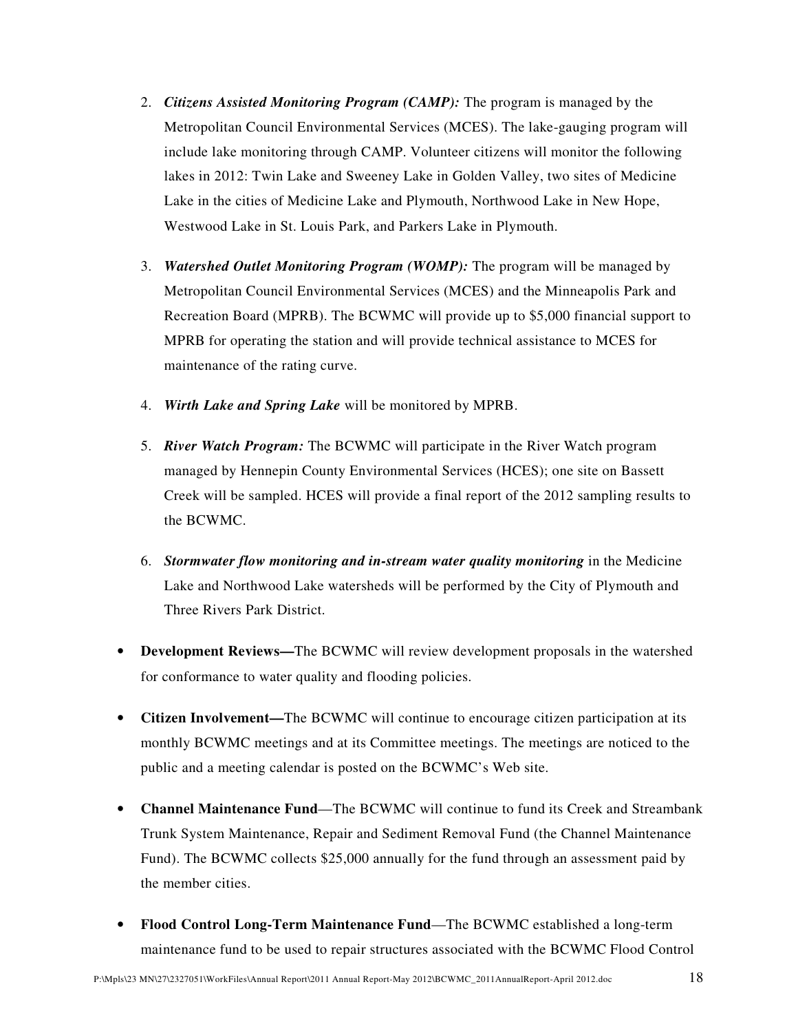2. ***Citizens Assisted Monitoring Program (CAMP):*** The program is managed by the Metropolitan Council Environmental Services (MCES). The lake-gauging program will include lake monitoring through CAMP. Volunteer citizens will monitor the following lakes in 2012: Twin Lake and Sweeney Lake in Golden Valley, two sites of Medicine Lake in the cities of Medicine Lake and Plymouth, Northwood Lake in New Hope, Westwood Lake in St. Louis Park, and Parkers Lake in Plymouth.

3. ***Watershed Outlet Monitoring Program (WOMP):*** The program will be managed by Metropolitan Council Environmental Services (MCES) and the Minneapolis Park and Recreation Board (MPRB). The BCWMC will provide up to $5,000 financial support to MPRB for operating the station and will provide technical assistance to MCES for maintenance of the rating curve.

4. ***Wirth Lake and Spring Lake*** will be monitored by MPRB.

5. ***River Watch Program:*** The BCWMC will participate in the River Watch program managed by Hennepin County Environmental Services (HCES); one site on Bassett Creek will be sampled. HCES will provide a final report of the 2012 sampling results to the BCWMC.

6. ***Stormwater flow monitoring and in-stream water quality monitoring*** in the Medicine Lake and Northwood Lake watersheds will be performed by the City of Plymouth and Three Rivers Park District.

- **Development Reviews—**The BCWMC will review development proposals in the watershed for conformance to water quality and flooding policies.

- **Citizen Involvement—**The BCWMC will continue to encourage citizen participation at its monthly BCWMC meetings and at its Committee meetings. The meetings are noticed to the public and a meeting calendar is posted on the BCWMC's Web site.

- **Channel Maintenance Fund**—The BCWMC will continue to fund its Creek and Streambank Trunk System Maintenance, Repair and Sediment Removal Fund (the Channel Maintenance Fund). The BCWMC collects $25,000 annually for the fund through an assessment paid by the member cities.

- **Flood Control Long-Term Maintenance Fund**—The BCWMC established a long-term maintenance fund to be used to repair structures associated with the BCWMC Flood Control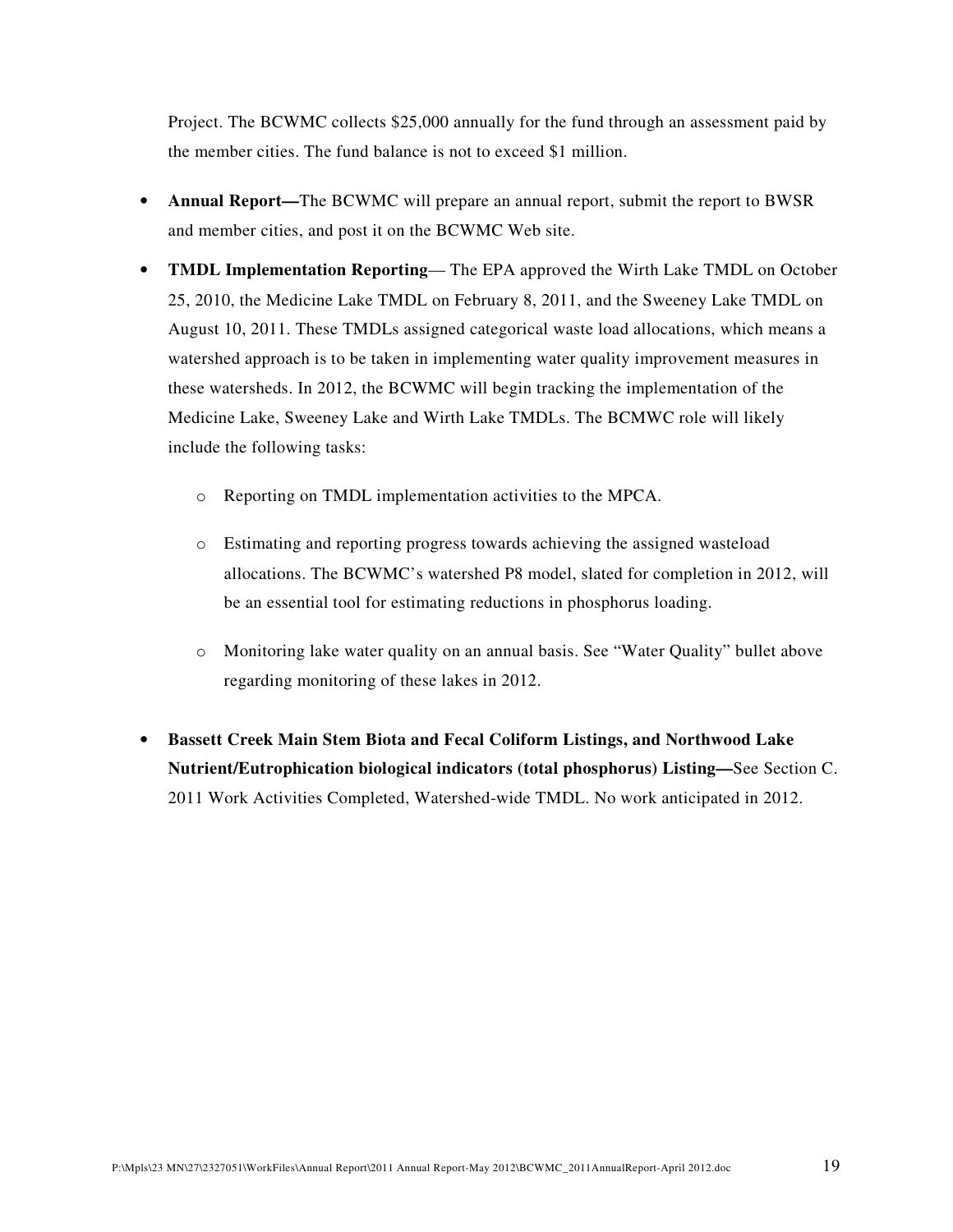Project. The BCWMC collects $25,000 annually for the fund through an assessment paid by the member cities. The fund balance is not to exceed $1 million.

- **Annual Report—**The BCWMC will prepare an annual report, submit the report to BWSR and member cities, and post it on the BCWMC Web site.
- **TMDL Implementation Reporting**— The EPA approved the Wirth Lake TMDL on October 25, 2010, the Medicine Lake TMDL on February 8, 2011, and the Sweeney Lake TMDL on August 10, 2011. These TMDLs assigned categorical waste load allocations, which means a watershed approach is to be taken in implementing water quality improvement measures in these watersheds. In 2012, the BCWMC will begin tracking the implementation of the Medicine Lake, Sweeney Lake and Wirth Lake TMDLs. The BCMWC role will likely include the following tasks:
  - Reporting on TMDL implementation activities to the MPCA.
  - Estimating and reporting progress towards achieving the assigned wasteload allocations. The BCWMC's watershed P8 model, slated for completion in 2012, will be an essential tool for estimating reductions in phosphorus loading.
  - Monitoring lake water quality on an annual basis. See "Water Quality" bullet above regarding monitoring of these lakes in 2012.
- **Bassett Creek Main Stem Biota and Fecal Coliform Listings, and Northwood Lake Nutrient/Eutrophication biological indicators (total phosphorus) Listing—**See Section C. 2011 Work Activities Completed, Watershed-wide TMDL. No work anticipated in 2012.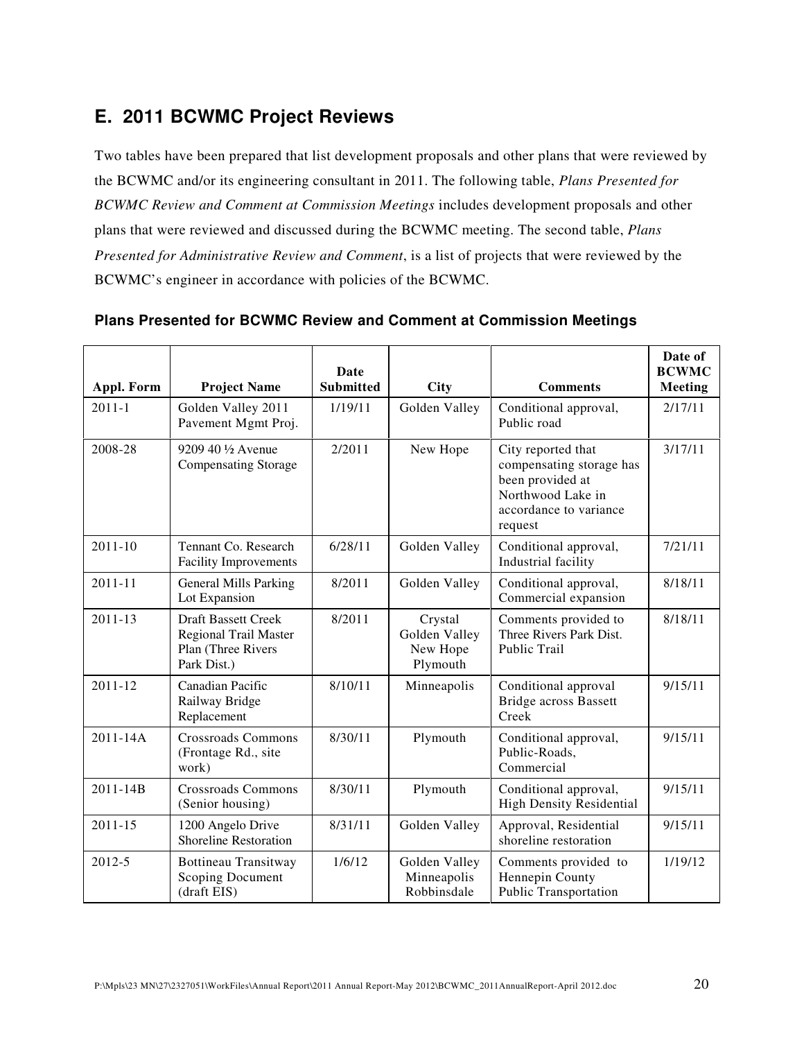## E. 2011 BCWMC Project Reviews

Two tables have been prepared that list development proposals and other plans that were reviewed by the BCWMC and/or its engineering consultant in 2011. The following table, *Plans Presented for BCWMC Review and Comment at Commission Meetings* includes development proposals and other plans that were reviewed and discussed during the BCWMC meeting. The second table, *Plans Presented for Administrative Review and Comment*, is a list of projects that were reviewed by the BCWMC's engineer in accordance with policies of the BCWMC.

### Plans Presented for BCWMC Review and Comment at Commission Meetings

| Appl. Form | Project Name | Date Submitted | City | Comments | Date of BCWMC Meeting |
|---|---|---|---|---|---|
| 2011-1 | Golden Valley 2011 Pavement Mgmt Proj. | 1/19/11 | Golden Valley | Conditional approval, Public road | 2/17/11 |
| 2008-28 | 9209 40 ½ Avenue Compensating Storage | 2/2011 | New Hope | City reported that compensating storage has been provided at Northwood Lake in accordance to variance request | 3/17/11 |
| 2011-10 | Tennant Co. Research Facility Improvements | 6/28/11 | Golden Valley | Conditional approval, Industrial facility | 7/21/11 |
| 2011-11 | General Mills Parking Lot Expansion | 8/2011 | Golden Valley | Conditional approval, Commercial expansion | 8/18/11 |
| 2011-13 | Draft Bassett Creek Regional Trail Master Plan (Three Rivers Park Dist.) | 8/2011 | Crystal Golden Valley New Hope Plymouth | Comments provided to Three Rivers Park Dist. Public Trail | 8/18/11 |
| 2011-12 | Canadian Pacific Railway Bridge Replacement | 8/10/11 | Minneapolis | Conditional approval Bridge across Bassett Creek | 9/15/11 |
| 2011-14A | Crossroads Commons (Frontage Rd., site work) | 8/30/11 | Plymouth | Conditional approval, Public-Roads, Commercial | 9/15/11 |
| 2011-14B | Crossroads Commons (Senior housing) | 8/30/11 | Plymouth | Conditional approval, High Density Residential | 9/15/11 |
| 2011-15 | 1200 Angelo Drive Shoreline Restoration | 8/31/11 | Golden Valley | Approval, Residential shoreline restoration | 9/15/11 |
| 2012-5 | Bottineau Transitway Scoping Document (draft EIS) | 1/6/12 | Golden Valley Minneapolis Robbinsdale | Comments provided to Hennepin County Public Transportation | 1/19/12 |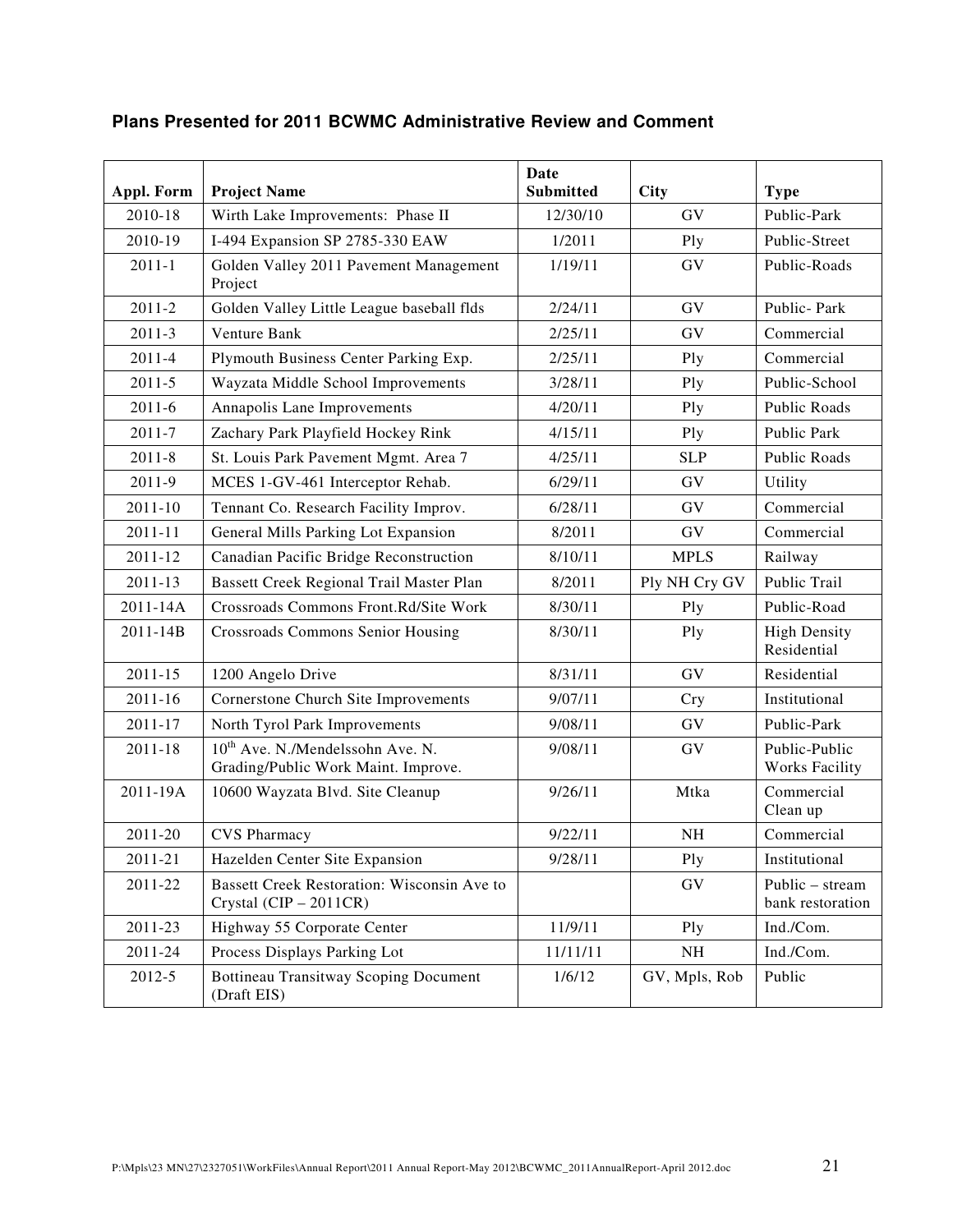### Plans Presented for 2011 BCWMC Administrative Review and Comment

| Appl. Form | Project Name | Date Submitted | City | Type |
|---|---|---|---|---|
| 2010-18 | Wirth Lake Improvements: Phase II | 12/30/10 | GV | Public-Park |
| 2010-19 | I-494 Expansion SP 2785-330 EAW | 1/2011 | Ply | Public-Street |
| 2011-1 | Golden Valley 2011 Pavement Management Project | 1/19/11 | GV | Public-Roads |
| 2011-2 | Golden Valley Little League baseball flds | 2/24/11 | GV | Public- Park |
| 2011-3 | Venture Bank | 2/25/11 | GV | Commercial |
| 2011-4 | Plymouth Business Center Parking Exp. | 2/25/11 | Ply | Commercial |
| 2011-5 | Wayzata Middle School Improvements | 3/28/11 | Ply | Public-School |
| 2011-6 | Annapolis Lane Improvements | 4/20/11 | Ply | Public Roads |
| 2011-7 | Zachary Park Playfield Hockey Rink | 4/15/11 | Ply | Public Park |
| 2011-8 | St. Louis Park Pavement Mgmt. Area 7 | 4/25/11 | SLP | Public Roads |
| 2011-9 | MCES 1-GV-461 Interceptor Rehab. | 6/29/11 | GV | Utility |
| 2011-10 | Tennant Co. Research Facility Improv. | 6/28/11 | GV | Commercial |
| 2011-11 | General Mills Parking Lot Expansion | 8/2011 | GV | Commercial |
| 2011-12 | Canadian Pacific Bridge Reconstruction | 8/10/11 | MPLS | Railway |
| 2011-13 | Bassett Creek Regional Trail Master Plan | 8/2011 | Ply NH Cry GV | Public Trail |
| 2011-14A | Crossroads Commons Front.Rd/Site Work | 8/30/11 | Ply | Public-Road |
| 2011-14B | Crossroads Commons Senior Housing | 8/30/11 | Ply | High Density Residential |
| 2011-15 | 1200 Angelo Drive | 8/31/11 | GV | Residential |
| 2011-16 | Cornerstone Church Site Improvements | 9/07/11 | Cry | Institutional |
| 2011-17 | North Tyrol Park Improvements | 9/08/11 | GV | Public-Park |
| 2011-18 | 10th Ave. N./Mendelssohn Ave. N. Grading/Public Work Maint. Improve. | 9/08/11 | GV | Public-Public Works Facility |
| 2011-19A | 10600 Wayzata Blvd. Site Cleanup | 9/26/11 | Mtka | Commercial Clean up |
| 2011-20 | CVS Pharmacy | 9/22/11 | NH | Commercial |
| 2011-21 | Hazelden Center Site Expansion | 9/28/11 | Ply | Institutional |
| 2011-22 | Bassett Creek Restoration: Wisconsin Ave to Crystal (CIP – 2011CR) | | GV | Public – stream bank restoration |
| 2011-23 | Highway 55 Corporate Center | 11/9/11 | Ply | Ind./Com. |
| 2011-24 | Process Displays Parking Lot | 11/11/11 | NH | Ind./Com. |
| 2012-5 | Bottineau Transitway Scoping Document (Draft EIS) | 1/6/12 | GV, Mpls, Rob | Public |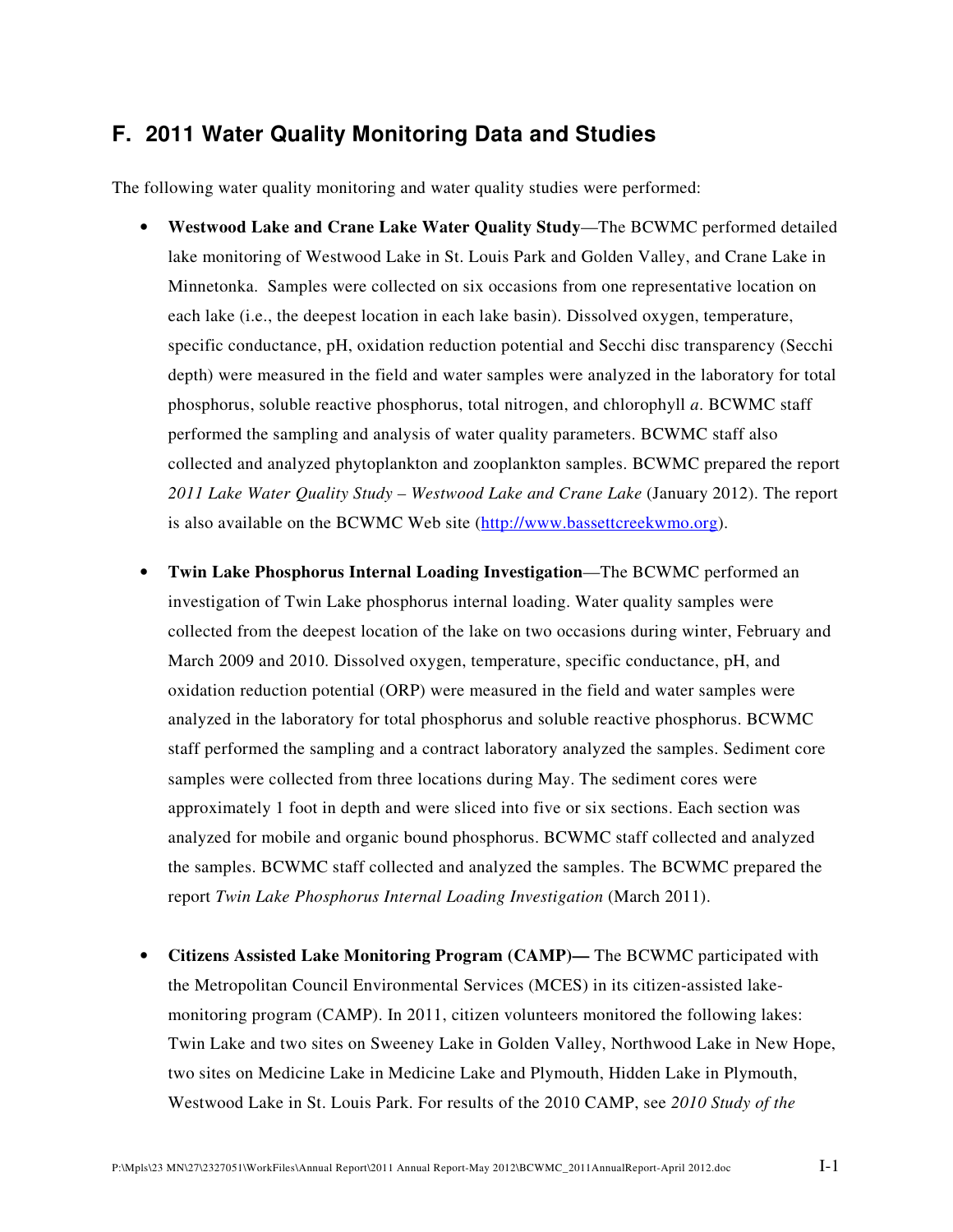## F. 2011 Water Quality Monitoring Data and Studies

The following water quality monitoring and water quality studies were performed:

- **Westwood Lake and Crane Lake Water Quality Study**—The BCWMC performed detailed lake monitoring of Westwood Lake in St. Louis Park and Golden Valley, and Crane Lake in Minnetonka. Samples were collected on six occasions from one representative location on each lake (i.e., the deepest location in each lake basin). Dissolved oxygen, temperature, specific conductance, pH, oxidation reduction potential and Secchi disc transparency (Secchi depth) were measured in the field and water samples were analyzed in the laboratory for total phosphorus, soluble reactive phosphorus, total nitrogen, and chlorophyll *a*. BCWMC staff performed the sampling and analysis of water quality parameters. BCWMC staff also collected and analyzed phytoplankton and zooplankton samples. BCWMC prepared the report *2011 Lake Water Quality Study – Westwood Lake and Crane Lake* (January 2012). The report is also available on the BCWMC Web site (http://www.bassettcreekwmo.org).

- **Twin Lake Phosphorus Internal Loading Investigation**—The BCWMC performed an investigation of Twin Lake phosphorus internal loading. Water quality samples were collected from the deepest location of the lake on two occasions during winter, February and March 2009 and 2010. Dissolved oxygen, temperature, specific conductance, pH, and oxidation reduction potential (ORP) were measured in the field and water samples were analyzed in the laboratory for total phosphorus and soluble reactive phosphorus. BCWMC staff performed the sampling and a contract laboratory analyzed the samples. Sediment core samples were collected from three locations during May. The sediment cores were approximately 1 foot in depth and were sliced into five or six sections. Each section was analyzed for mobile and organic bound phosphorus. BCWMC staff collected and analyzed the samples. BCWMC staff collected and analyzed the samples. The BCWMC prepared the report *Twin Lake Phosphorus Internal Loading Investigation* (March 2011).

- **Citizens Assisted Lake Monitoring Program (CAMP)—** The BCWMC participated with the Metropolitan Council Environmental Services (MCES) in its citizen-assisted lake-monitoring program (CAMP). In 2011, citizen volunteers monitored the following lakes: Twin Lake and two sites on Sweeney Lake in Golden Valley, Northwood Lake in New Hope, two sites on Medicine Lake in Medicine Lake and Plymouth, Hidden Lake in Plymouth, Westwood Lake in St. Louis Park. For results of the 2010 CAMP, see *2010 Study of the*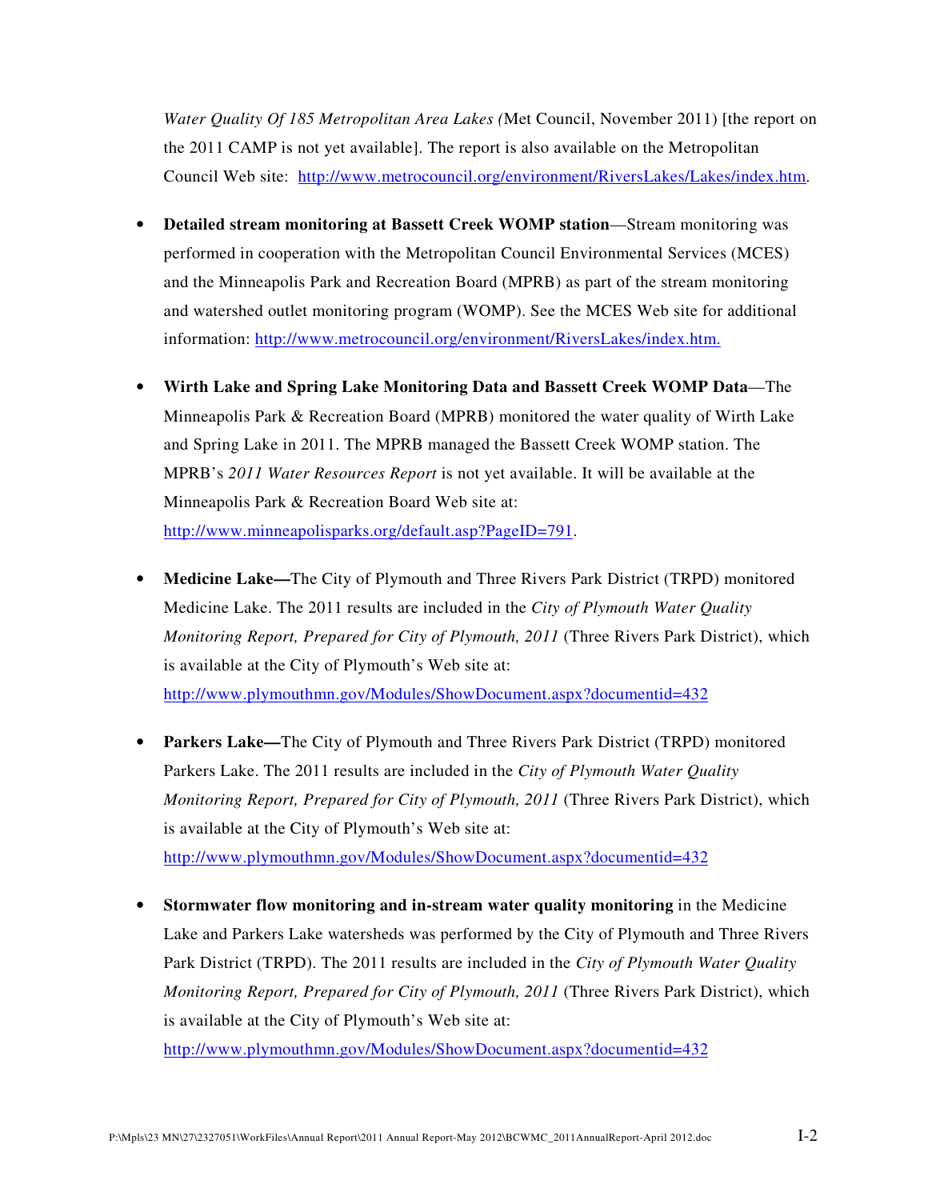*Water Quality Of 185 Metropolitan Area Lakes (*Met Council, November 2011) [the report on the 2011 CAMP is not yet available]. The report is also available on the Metropolitan Council Web site: http://www.metrocouncil.org/environment/RiversLakes/Lakes/index.htm.

- **Detailed stream monitoring at Bassett Creek WOMP station**—Stream monitoring was performed in cooperation with the Metropolitan Council Environmental Services (MCES) and the Minneapolis Park and Recreation Board (MPRB) as part of the stream monitoring and watershed outlet monitoring program (WOMP). See the MCES Web site for additional information: http://www.metrocouncil.org/environment/RiversLakes/index.htm.

- **Wirth Lake and Spring Lake Monitoring Data and Bassett Creek WOMP Data**—The Minneapolis Park & Recreation Board (MPRB) monitored the water quality of Wirth Lake and Spring Lake in 2011. The MPRB managed the Bassett Creek WOMP station. The MPRB's *2011 Water Resources Report* is not yet available. It will be available at the Minneapolis Park & Recreation Board Web site at: http://www.minneapolisparks.org/default.asp?PageID=791.

- **Medicine Lake—**The City of Plymouth and Three Rivers Park District (TRPD) monitored Medicine Lake. The 2011 results are included in the *City of Plymouth Water Quality Monitoring Report, Prepared for City of Plymouth, 2011* (Three Rivers Park District), which is available at the City of Plymouth's Web site at: http://www.plymouthmn.gov/Modules/ShowDocument.aspx?documentid=432

- **Parkers Lake—**The City of Plymouth and Three Rivers Park District (TRPD) monitored Parkers Lake. The 2011 results are included in the *City of Plymouth Water Quality Monitoring Report, Prepared for City of Plymouth, 2011* (Three Rivers Park District), which is available at the City of Plymouth's Web site at: http://www.plymouthmn.gov/Modules/ShowDocument.aspx?documentid=432

- **Stormwater flow monitoring and in-stream water quality monitoring** in the Medicine Lake and Parkers Lake watersheds was performed by the City of Plymouth and Three Rivers Park District (TRPD). The 2011 results are included in the *City of Plymouth Water Quality Monitoring Report, Prepared for City of Plymouth, 2011* (Three Rivers Park District), which is available at the City of Plymouth's Web site at: http://www.plymouthmn.gov/Modules/ShowDocument.aspx?documentid=432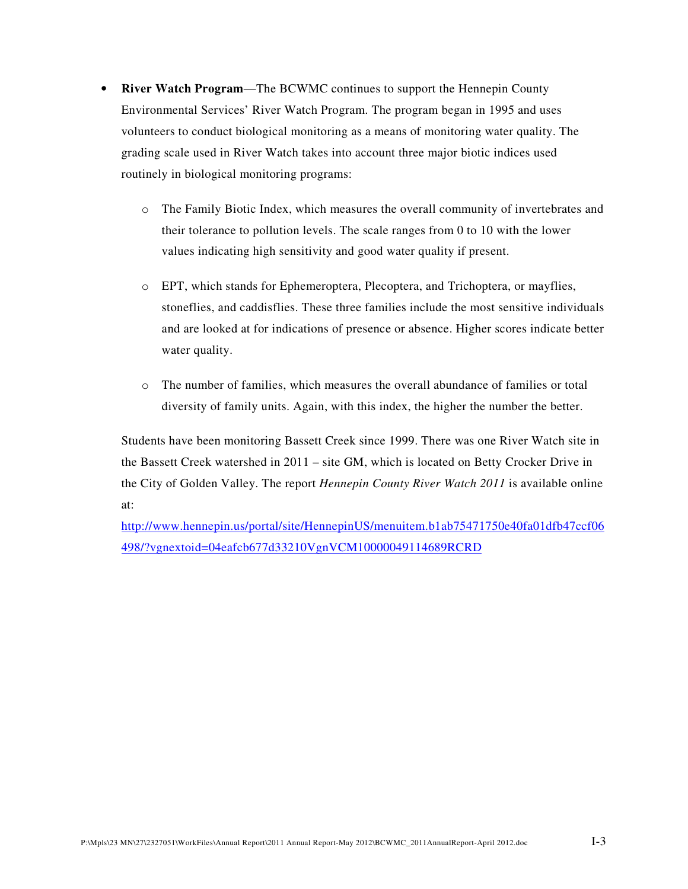- **River Watch Program**—The BCWMC continues to support the Hennepin County Environmental Services' River Watch Program. The program began in 1995 and uses volunteers to conduct biological monitoring as a means of monitoring water quality. The grading scale used in River Watch takes into account three major biotic indices used routinely in biological monitoring programs:

  - The Family Biotic Index, which measures the overall community of invertebrates and their tolerance to pollution levels. The scale ranges from 0 to 10 with the lower values indicating high sensitivity and good water quality if present.

  - EPT, which stands for Ephemeroptera, Plecoptera, and Trichoptera, or mayflies, stoneflies, and caddisflies. These three families include the most sensitive individuals and are looked at for indications of presence or absence. Higher scores indicate better water quality.

  - The number of families, which measures the overall abundance of families or total diversity of family units. Again, with this index, the higher the number the better.

  Students have been monitoring Bassett Creek since 1999. There was one River Watch site in the Bassett Creek watershed in 2011 – site GM, which is located on Betty Crocker Drive in the City of Golden Valley. The report *Hennepin County River Watch 2011* is available online at:
  http://www.hennepin.us/portal/site/HennepinUS/menuitem.b1ab75471750e40fa01dfb47ccf06498/?vgnextoid=04eafcb677d33210VgnVCM10000049114689RCRD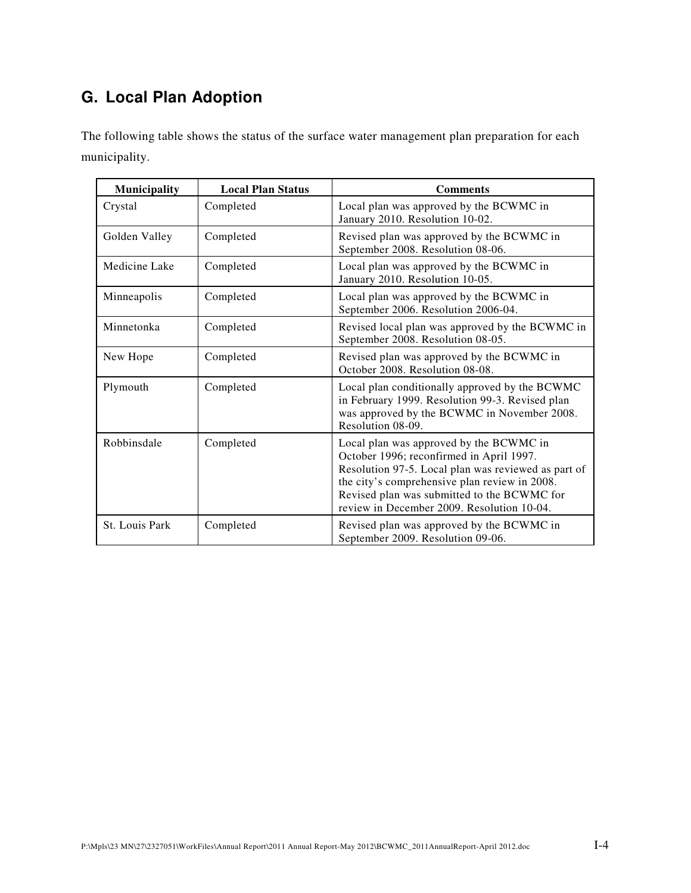## G. Local Plan Adoption

The following table shows the status of the surface water management plan preparation for each municipality.

| Municipality | Local Plan Status | Comments |
|---|---|---|
| Crystal | Completed | Local plan was approved by the BCWMC in January 2010. Resolution 10-02. |
| Golden Valley | Completed | Revised plan was approved by the BCWMC in September 2008. Resolution 08-06. |
| Medicine Lake | Completed | Local plan was approved by the BCWMC in January 2010. Resolution 10-05. |
| Minneapolis | Completed | Local plan was approved by the BCWMC in September 2006. Resolution 2006-04. |
| Minnetonka | Completed | Revised local plan was approved by the BCWMC in September 2008. Resolution 08-05. |
| New Hope | Completed | Revised plan was approved by the BCWMC in October 2008. Resolution 08-08. |
| Plymouth | Completed | Local plan conditionally approved by the BCWMC in February 1999. Resolution 99-3. Revised plan was approved by the BCWMC in November 2008. Resolution 08-09. |
| Robbinsdale | Completed | Local plan was approved by the BCWMC in October 1996; reconfirmed in April 1997. Resolution 97-5. Local plan was reviewed as part of the city's comprehensive plan review in 2008. Revised plan was submitted to the BCWMC for review in December 2009. Resolution 10-04. |
| St. Louis Park | Completed | Revised plan was approved by the BCWMC in September 2009. Resolution 09-06. |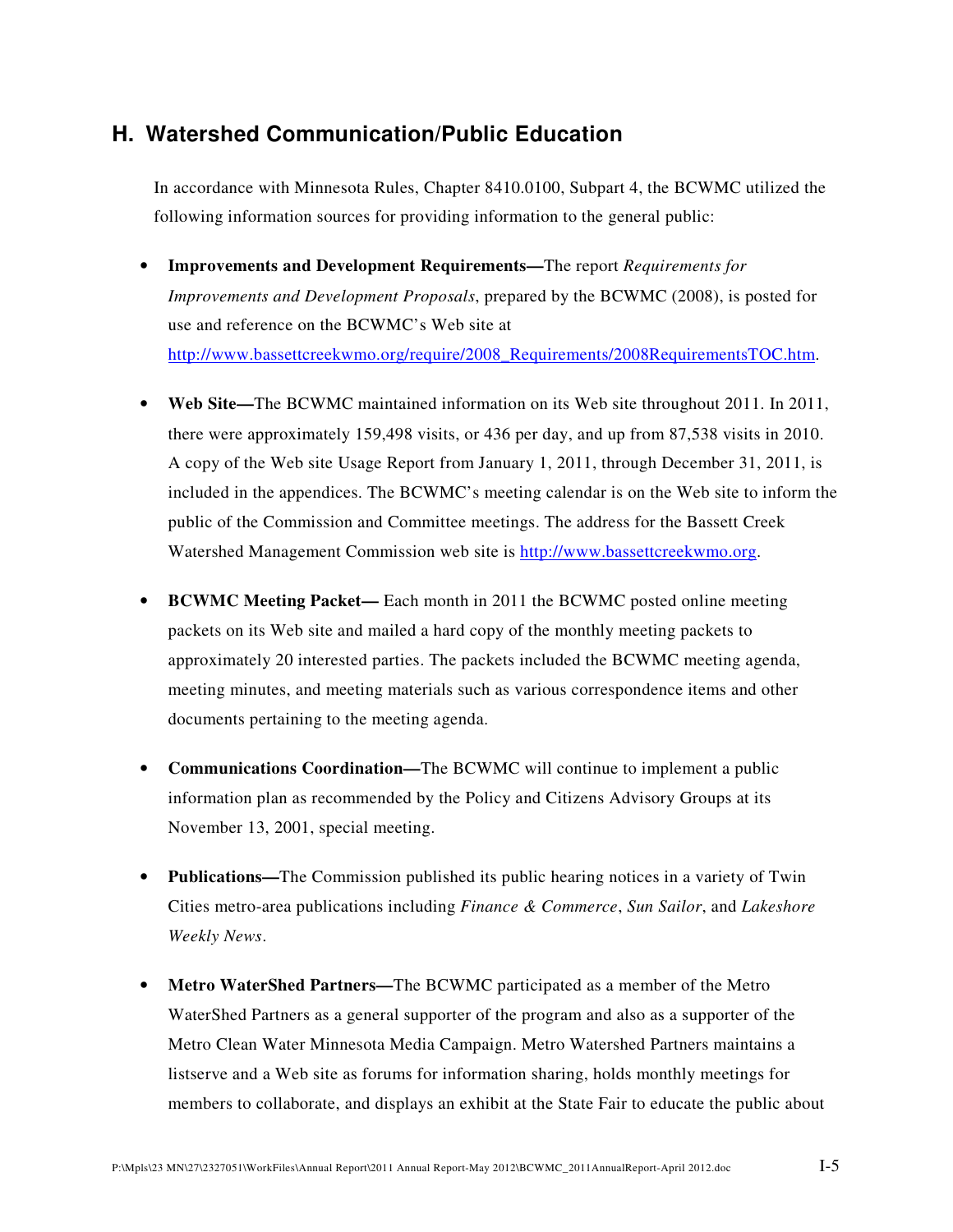## H. Watershed Communication/Public Education

In accordance with Minnesota Rules, Chapter 8410.0100, Subpart 4, the BCWMC utilized the following information sources for providing information to the general public:

- **Improvements and Development Requirements—**The report *Requirements for Improvements and Development Proposals*, prepared by the BCWMC (2008), is posted for use and reference on the BCWMC's Web site at http://www.bassettcreekwmo.org/require/2008_Requirements/2008RequirementsTOC.htm.

- **Web Site—**The BCWMC maintained information on its Web site throughout 2011. In 2011, there were approximately 159,498 visits, or 436 per day, and up from 87,538 visits in 2010. A copy of the Web site Usage Report from January 1, 2011, through December 31, 2011, is included in the appendices. The BCWMC's meeting calendar is on the Web site to inform the public of the Commission and Committee meetings. The address for the Bassett Creek Watershed Management Commission web site is http://www.bassettcreekwmo.org.

- **BCWMC Meeting Packet—** Each month in 2011 the BCWMC posted online meeting packets on its Web site and mailed a hard copy of the monthly meeting packets to approximately 20 interested parties. The packets included the BCWMC meeting agenda, meeting minutes, and meeting materials such as various correspondence items and other documents pertaining to the meeting agenda.

- **Communications Coordination—**The BCWMC will continue to implement a public information plan as recommended by the Policy and Citizens Advisory Groups at its November 13, 2001, special meeting.

- **Publications—**The Commission published its public hearing notices in a variety of Twin Cities metro-area publications including *Finance & Commerce*, *Sun Sailor*, and *Lakeshore Weekly News*.

- **Metro WaterShed Partners—**The BCWMC participated as a member of the Metro WaterShed Partners as a general supporter of the program and also as a supporter of the Metro Clean Water Minnesota Media Campaign. Metro Watershed Partners maintains a listserve and a Web site as forums for information sharing, holds monthly meetings for members to collaborate, and displays an exhibit at the State Fair to educate the public about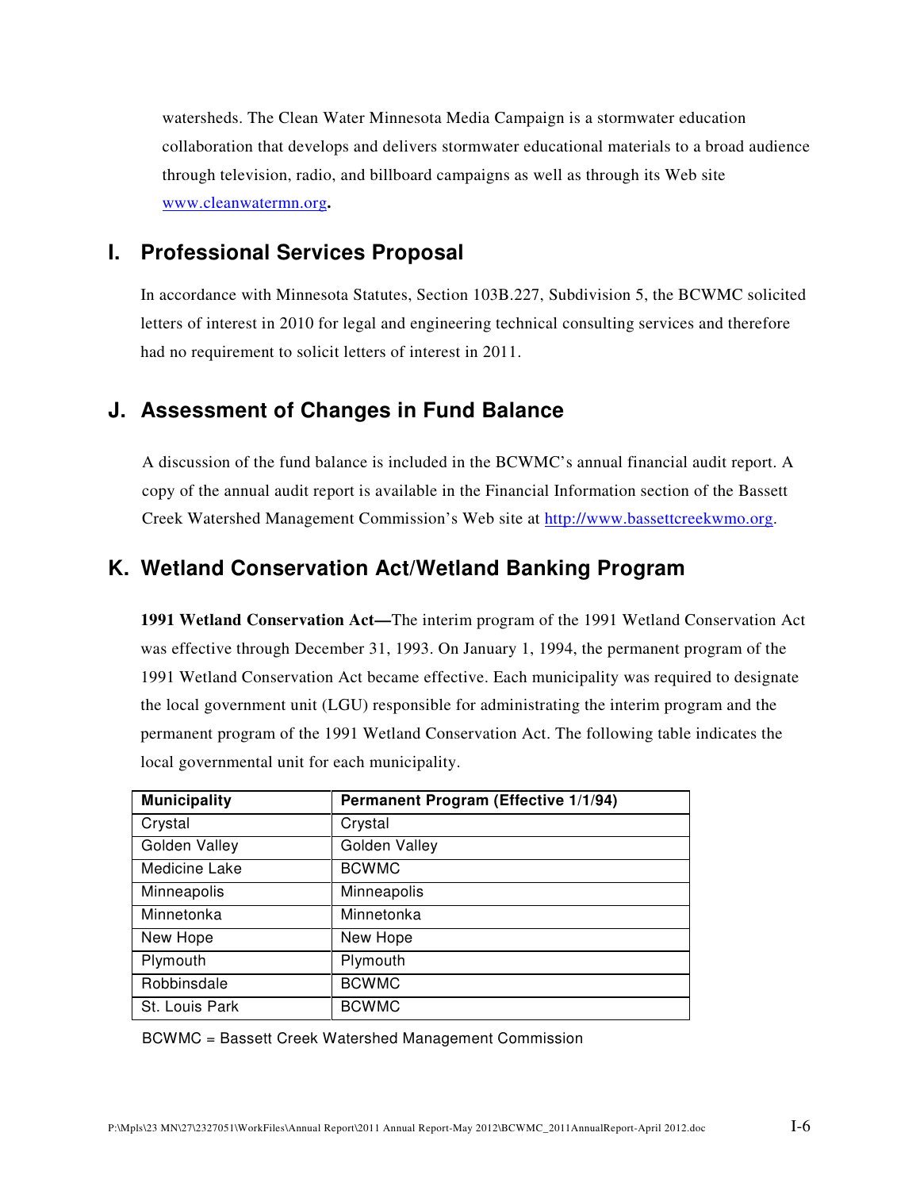watersheds. The Clean Water Minnesota Media Campaign is a stormwater education collaboration that develops and delivers stormwater educational materials to a broad audience through television, radio, and billboard campaigns as well as through its Web site www.cleanwatermn.org**.**

## I. Professional Services Proposal

In accordance with Minnesota Statutes, Section 103B.227, Subdivision 5, the BCWMC solicited letters of interest in 2010 for legal and engineering technical consulting services and therefore had no requirement to solicit letters of interest in 2011.

## J. Assessment of Changes in Fund Balance

A discussion of the fund balance is included in the BCWMC's annual financial audit report. A copy of the annual audit report is available in the Financial Information section of the Bassett Creek Watershed Management Commission's Web site at http://www.bassettcreekwmo.org.

## K. Wetland Conservation Act/Wetland Banking Program

**1991 Wetland Conservation Act—**The interim program of the 1991 Wetland Conservation Act was effective through December 31, 1993. On January 1, 1994, the permanent program of the 1991 Wetland Conservation Act became effective. Each municipality was required to designate the local government unit (LGU) responsible for administrating the interim program and the permanent program of the 1991 Wetland Conservation Act. The following table indicates the local governmental unit for each municipality.

| Municipality | Permanent Program (Effective 1/1/94) |
|---|---|
| Crystal | Crystal |
| Golden Valley | Golden Valley |
| Medicine Lake | BCWMC |
| Minneapolis | Minneapolis |
| Minnetonka | Minnetonka |
| New Hope | New Hope |
| Plymouth | Plymouth |
| Robbinsdale | BCWMC |
| St. Louis Park | BCWMC |

BCWMC = Bassett Creek Watershed Management Commission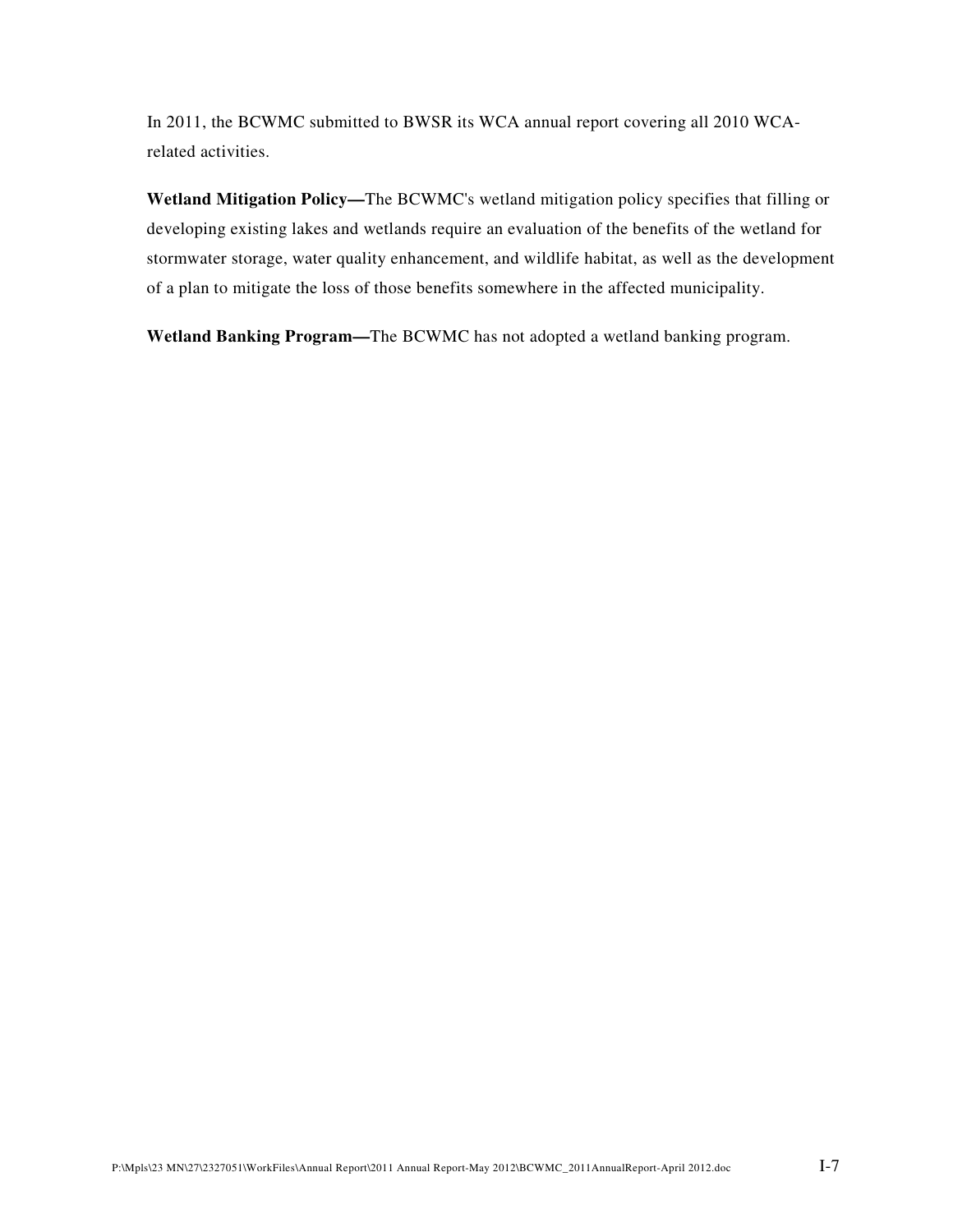In 2011, the BCWMC submitted to BWSR its WCA annual report covering all 2010 WCA-related activities.

**Wetland Mitigation Policy—**The BCWMC's wetland mitigation policy specifies that filling or developing existing lakes and wetlands require an evaluation of the benefits of the wetland for stormwater storage, water quality enhancement, and wildlife habitat, as well as the development of a plan to mitigate the loss of those benefits somewhere in the affected municipality.

**Wetland Banking Program—**The BCWMC has not adopted a wetland banking program.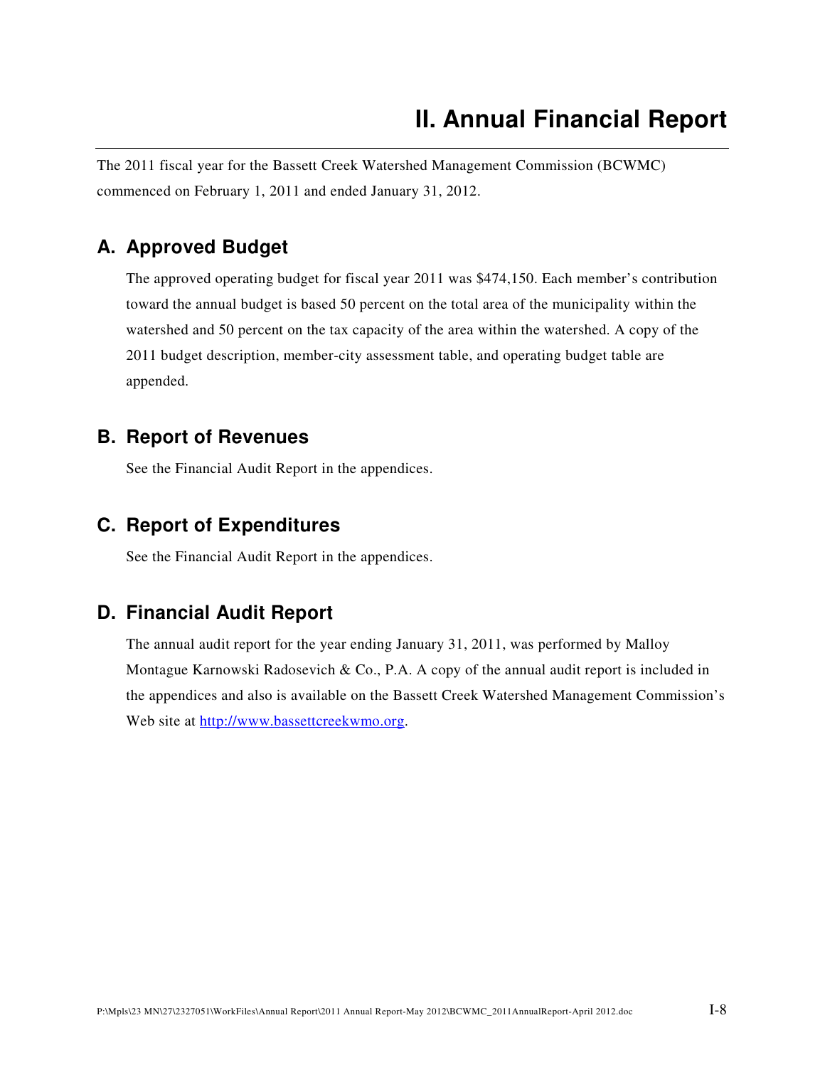# II. Annual Financial Report

The 2011 fiscal year for the Bassett Creek Watershed Management Commission (BCWMC) commenced on February 1, 2011 and ended January 31, 2012.

## A. Approved Budget

The approved operating budget for fiscal year 2011 was $474,150. Each member's contribution toward the annual budget is based 50 percent on the total area of the municipality within the watershed and 50 percent on the tax capacity of the area within the watershed. A copy of the 2011 budget description, member-city assessment table, and operating budget table are appended.

## B. Report of Revenues

See the Financial Audit Report in the appendices.

## C. Report of Expenditures

See the Financial Audit Report in the appendices.

## D. Financial Audit Report

The annual audit report for the year ending January 31, 2011, was performed by Malloy Montague Karnowski Radosevich & Co., P.A. A copy of the annual audit report is included in the appendices and also is available on the Bassett Creek Watershed Management Commission's Web site at http://www.bassettcreekwmo.org.